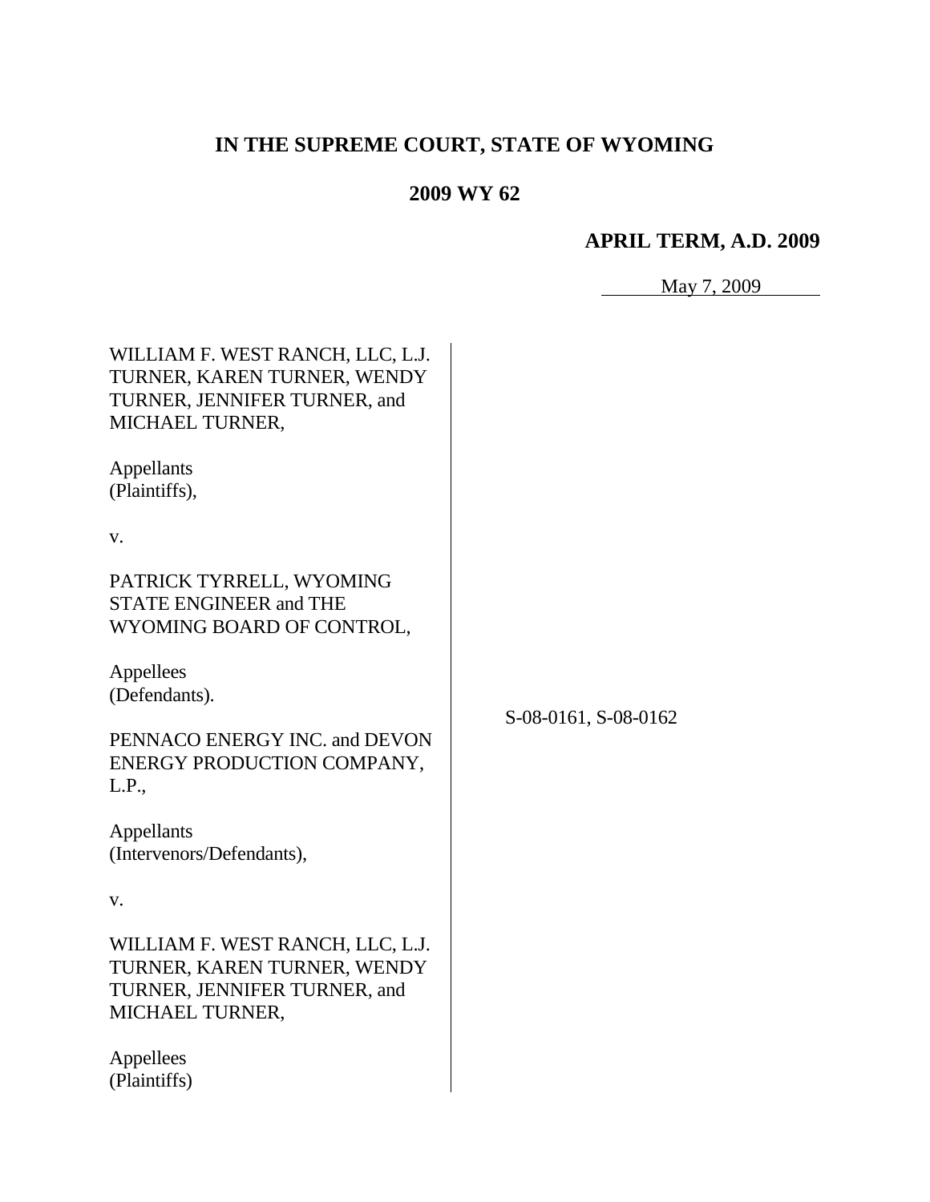# IN THE SUPREME COURT, STATE OF WYOMING

## 2009 WY 62

### APRIL TERM, A.D. 2009

May 7, 2009

WILLIAM F. WEST RANCH, LLC, L.J. TURNER, KAREN TURNER, WENDY TURNER, JENNIFER TURNER, and MICHAEL TURNER,

Appellants
(Plaintiffs),

v.

PATRICK TYRRELL, WYOMING STATE ENGINEER and THE WYOMING BOARD OF CONTROL,

Appellees
(Defendants).

S-08-0161, S-08-0162

PENNACO ENERGY INC. and DEVON ENERGY PRODUCTION COMPANY, L.P.,

Appellants
(Intervenors/Defendants),

v.

WILLIAM F. WEST RANCH, LLC, L.J. TURNER, KAREN TURNER, WENDY TURNER, JENNIFER TURNER, and MICHAEL TURNER,

Appellees
(Plaintiffs)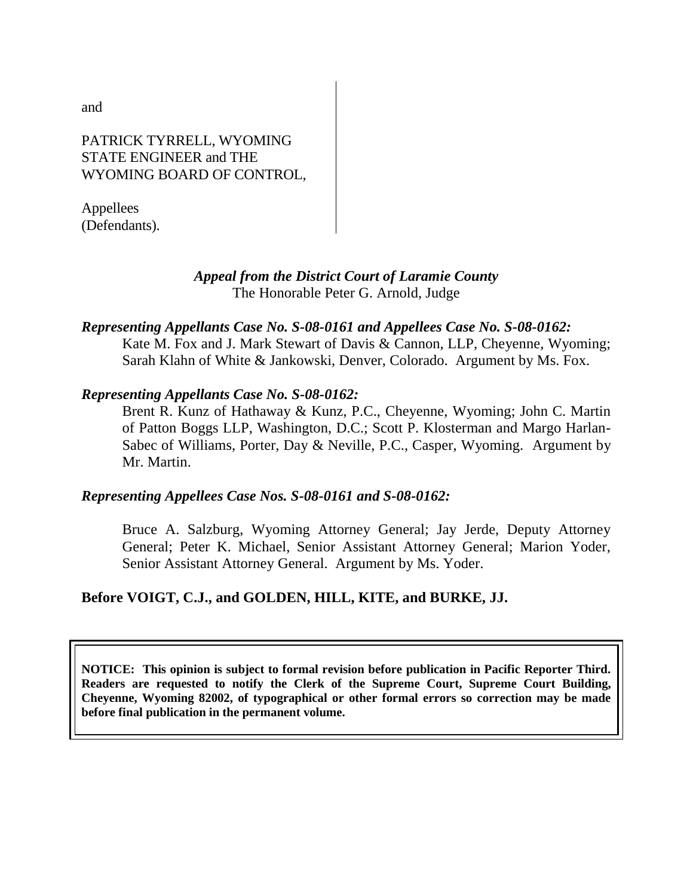and

PATRICK TYRRELL, WYOMING STATE ENGINEER and THE WYOMING BOARD OF CONTROL,

Appellees
(Defendants).

***Appeal from the District Court of Laramie County***
The Honorable Peter G. Arnold, Judge

***Representing Appellants Case No. S-08-0161 and Appellees Case No. S-08-0162:***
Kate M. Fox and J. Mark Stewart of Davis & Cannon, LLP, Cheyenne, Wyoming; Sarah Klahn of White & Jankowski, Denver, Colorado. Argument by Ms. Fox.

***Representing Appellants Case No. S-08-0162:***
Brent R. Kunz of Hathaway & Kunz, P.C., Cheyenne, Wyoming; John C. Martin of Patton Boggs LLP, Washington, D.C.; Scott P. Klosterman and Margo Harlan-Sabec of Williams, Porter, Day & Neville, P.C., Casper, Wyoming. Argument by Mr. Martin.

***Representing Appellees Case Nos. S-08-0161 and S-08-0162:***

Bruce A. Salzburg, Wyoming Attorney General; Jay Jerde, Deputy Attorney General; Peter K. Michael, Senior Assistant Attorney General; Marion Yoder, Senior Assistant Attorney General. Argument by Ms. Yoder.

**Before VOIGT, C.J., and GOLDEN, HILL, KITE, and BURKE, JJ.**

**NOTICE: This opinion is subject to formal revision before publication in Pacific Reporter Third. Readers are requested to notify the Clerk of the Supreme Court, Supreme Court Building, Cheyenne, Wyoming 82002, of typographical or other formal errors so correction may be made before final publication in the permanent volume.**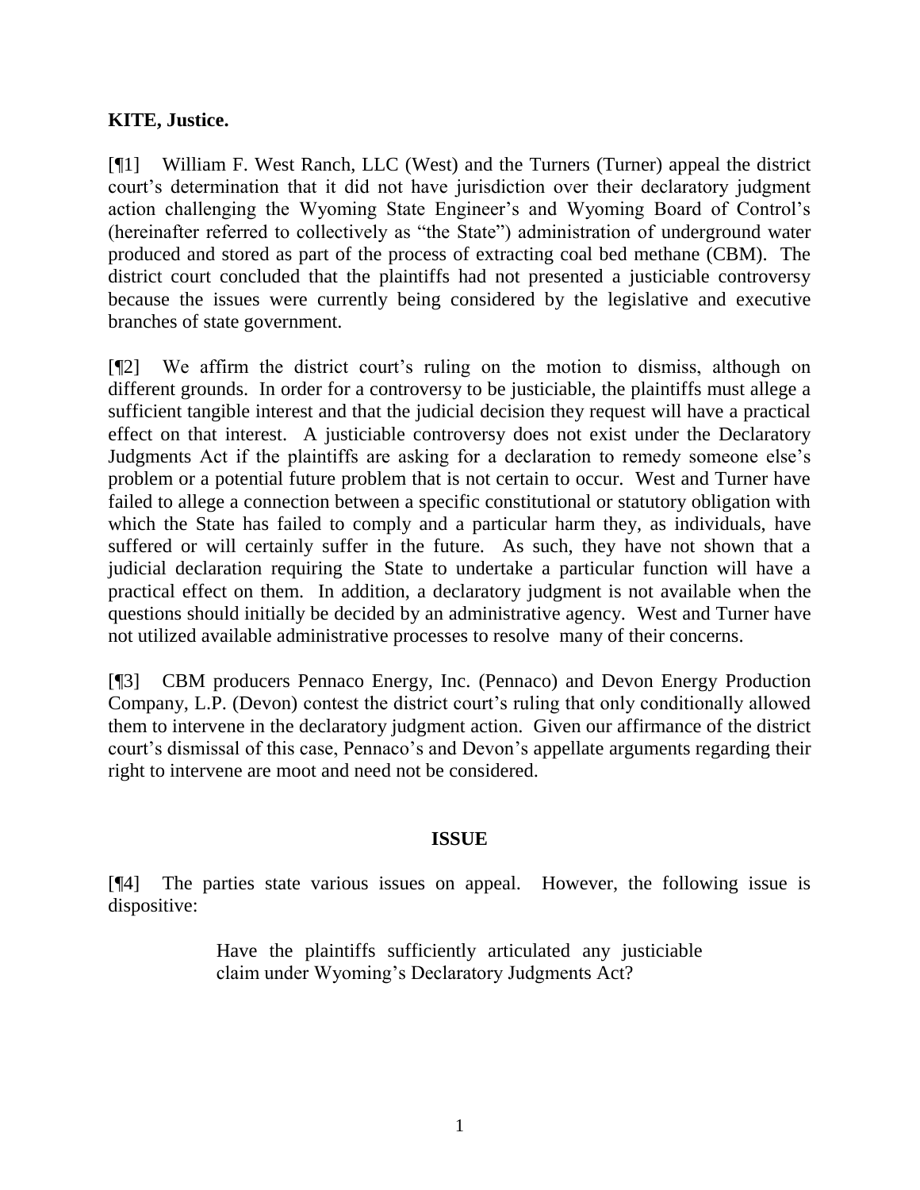**KITE, Justice.**

[¶1] William F. West Ranch, LLC (West) and the Turners (Turner) appeal the district court's determination that it did not have jurisdiction over their declaratory judgment action challenging the Wyoming State Engineer's and Wyoming Board of Control's (hereinafter referred to collectively as "the State") administration of underground water produced and stored as part of the process of extracting coal bed methane (CBM). The district court concluded that the plaintiffs had not presented a justiciable controversy because the issues were currently being considered by the legislative and executive branches of state government.

[¶2] We affirm the district court's ruling on the motion to dismiss, although on different grounds. In order for a controversy to be justiciable, the plaintiffs must allege a sufficient tangible interest and that the judicial decision they request will have a practical effect on that interest. A justiciable controversy does not exist under the Declaratory Judgments Act if the plaintiffs are asking for a declaration to remedy someone else's problem or a potential future problem that is not certain to occur. West and Turner have failed to allege a connection between a specific constitutional or statutory obligation with which the State has failed to comply and a particular harm they, as individuals, have suffered or will certainly suffer in the future. As such, they have not shown that a judicial declaration requiring the State to undertake a particular function will have a practical effect on them. In addition, a declaratory judgment is not available when the questions should initially be decided by an administrative agency. West and Turner have not utilized available administrative processes to resolve many of their concerns.

[¶3] CBM producers Pennaco Energy, Inc. (Pennaco) and Devon Energy Production Company, L.P. (Devon) contest the district court's ruling that only conditionally allowed them to intervene in the declaratory judgment action. Given our affirmance of the district court's dismissal of this case, Pennaco's and Devon's appellate arguments regarding their right to intervene are moot and need not be considered.

## ISSUE

[¶4] The parties state various issues on appeal. However, the following issue is dispositive:

> Have the plaintiffs sufficiently articulated any justiciable claim under Wyoming's Declaratory Judgments Act?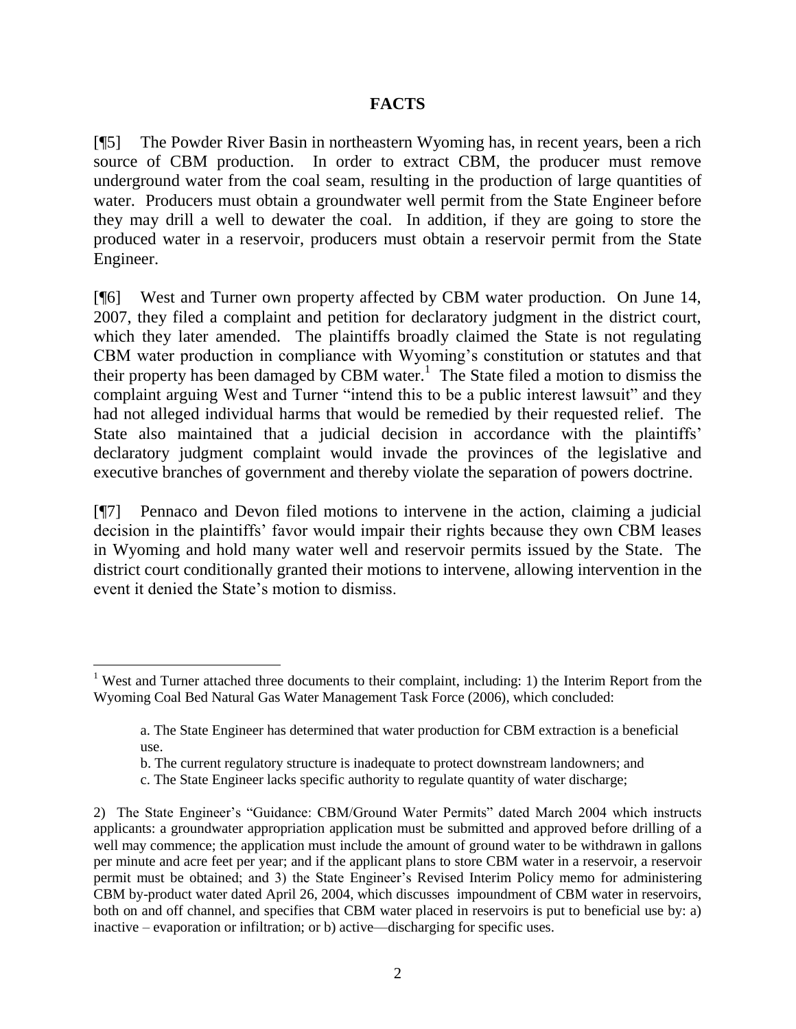## FACTS

[¶5] The Powder River Basin in northeastern Wyoming has, in recent years, been a rich source of CBM production. In order to extract CBM, the producer must remove underground water from the coal seam, resulting in the production of large quantities of water. Producers must obtain a groundwater well permit from the State Engineer before they may drill a well to dewater the coal. In addition, if they are going to store the produced water in a reservoir, producers must obtain a reservoir permit from the State Engineer.

[¶6] West and Turner own property affected by CBM water production. On June 14, 2007, they filed a complaint and petition for declaratory judgment in the district court, which they later amended. The plaintiffs broadly claimed the State is not regulating CBM water production in compliance with Wyoming's constitution or statutes and that their property has been damaged by CBM water.[1] The State filed a motion to dismiss the complaint arguing West and Turner "intend this to be a public interest lawsuit" and they had not alleged individual harms that would be remedied by their requested relief. The State also maintained that a judicial decision in accordance with the plaintiffs' declaratory judgment complaint would invade the provinces of the legislative and executive branches of government and thereby violate the separation of powers doctrine.

[¶7] Pennaco and Devon filed motions to intervene in the action, claiming a judicial decision in the plaintiffs' favor would impair their rights because they own CBM leases in Wyoming and hold many water well and reservoir permits issued by the State. The district court conditionally granted their motions to intervene, allowing intervention in the event it denied the State's motion to dismiss.

---

[1] West and Turner attached three documents to their complaint, including: 1) the Interim Report from the Wyoming Coal Bed Natural Gas Water Management Task Force (2006), which concluded:

> a. The State Engineer has determined that water production for CBM extraction is a beneficial use.
>
> b. The current regulatory structure is inadequate to protect downstream landowners; and
>
> c. The State Engineer lacks specific authority to regulate quantity of water discharge;

2) The State Engineer's "Guidance: CBM/Ground Water Permits" dated March 2004 which instructs applicants: a groundwater appropriation application must be submitted and approved before drilling of a well may commence; the application must include the amount of ground water to be withdrawn in gallons per minute and acre feet per year; and if the applicant plans to store CBM water in a reservoir, a reservoir permit must be obtained; and 3) the State Engineer's Revised Interim Policy memo for administering CBM by-product water dated April 26, 2004, which discusses impoundment of CBM water in reservoirs, both on and off channel, and specifies that CBM water placed in reservoirs is put to beneficial use by: a) inactive – evaporation or infiltration; or b) active—discharging for specific uses.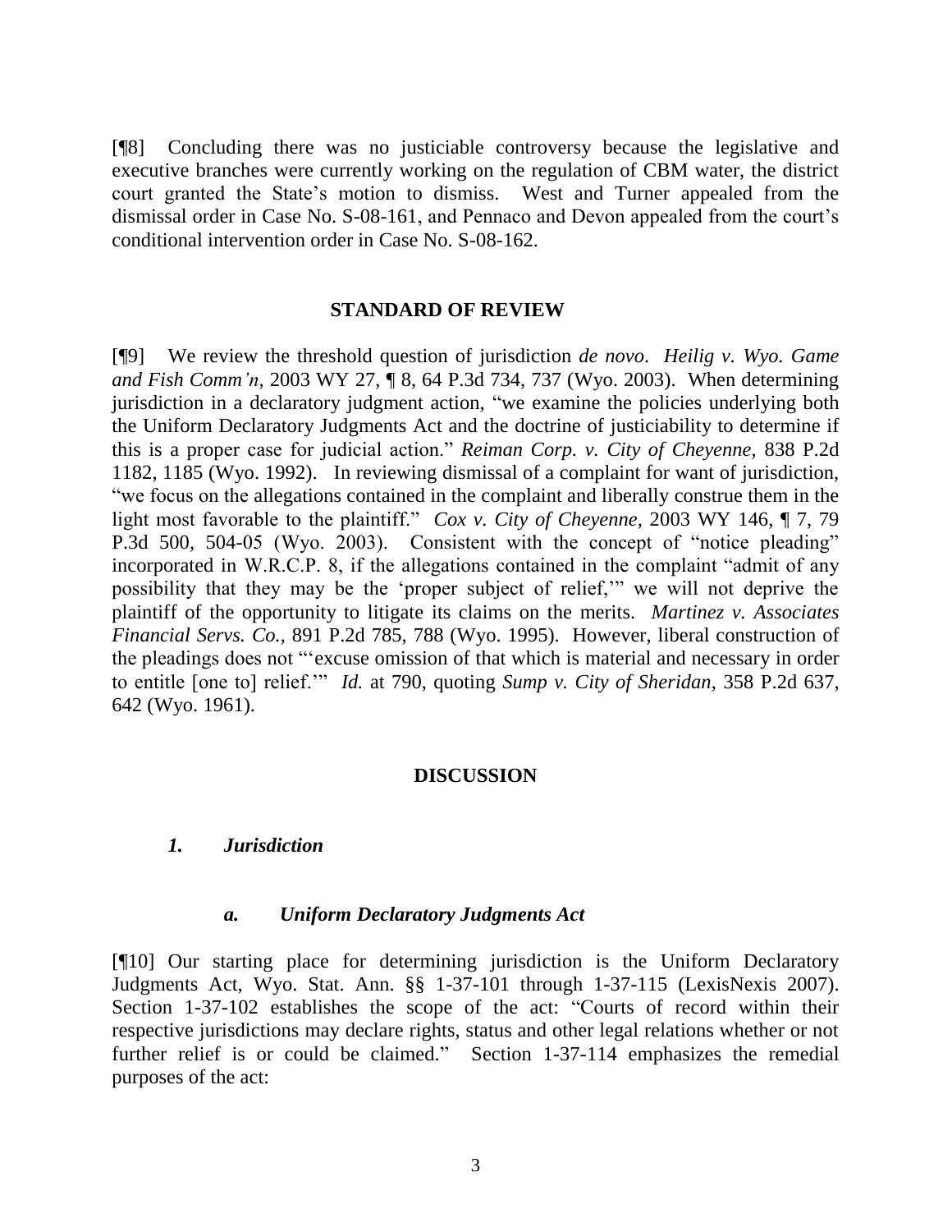[¶8] Concluding there was no justiciable controversy because the legislative and executive branches were currently working on the regulation of CBM water, the district court granted the State's motion to dismiss. West and Turner appealed from the dismissal order in Case No. S-08-161, and Pennaco and Devon appealed from the court's conditional intervention order in Case No. S-08-162.

## STANDARD OF REVIEW

[¶9] We review the threshold question of jurisdiction *de novo*. *Heilig v. Wyo. Game and Fish Comm'n*, 2003 WY 27, ¶ 8, 64 P.3d 734, 737 (Wyo. 2003). When determining jurisdiction in a declaratory judgment action, "we examine the policies underlying both the Uniform Declaratory Judgments Act and the doctrine of justiciability to determine if this is a proper case for judicial action." *Reiman Corp. v. City of Cheyenne*, 838 P.2d 1182, 1185 (Wyo. 1992). In reviewing dismissal of a complaint for want of jurisdiction, "we focus on the allegations contained in the complaint and liberally construe them in the light most favorable to the plaintiff." *Cox v. City of Cheyenne*, 2003 WY 146, ¶ 7, 79 P.3d 500, 504-05 (Wyo. 2003). Consistent with the concept of "notice pleading" incorporated in W.R.C.P. 8, if the allegations contained in the complaint "admit of any possibility that they may be the 'proper subject of relief,'" we will not deprive the plaintiff of the opportunity to litigate its claims on the merits. *Martinez v. Associates Financial Servs. Co.*, 891 P.2d 785, 788 (Wyo. 1995). However, liberal construction of the pleadings does not "'excuse omission of that which is material and necessary in order to entitle [one to] relief.'" *Id.* at 790, quoting *Sump v. City of Sheridan*, 358 P.2d 637, 642 (Wyo. 1961).

## DISCUSSION

### *1. Jurisdiction*

#### *a. Uniform Declaratory Judgments Act*

[¶10] Our starting place for determining jurisdiction is the Uniform Declaratory Judgments Act, Wyo. Stat. Ann. §§ 1-37-101 through 1-37-115 (LexisNexis 2007). Section 1-37-102 establishes the scope of the act: "Courts of record within their respective jurisdictions may declare rights, status and other legal relations whether or not further relief is or could be claimed." Section 1-37-114 emphasizes the remedial purposes of the act: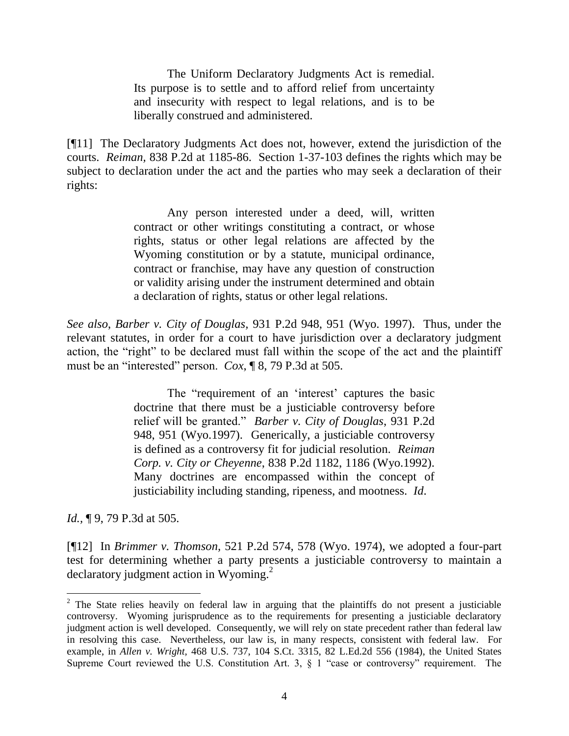> The Uniform Declaratory Judgments Act is remedial. Its purpose is to settle and to afford relief from uncertainty and insecurity with respect to legal relations, and is to be liberally construed and administered.

[¶11] The Declaratory Judgments Act does not, however, extend the jurisdiction of the courts. *Reiman,* 838 P.2d at 1185-86. Section 1-37-103 defines the rights which may be subject to declaration under the act and the parties who may seek a declaration of their rights:

> Any person interested under a deed, will, written contract or other writings constituting a contract, or whose rights, status or other legal relations are affected by the Wyoming constitution or by a statute, municipal ordinance, contract or franchise, may have any question of construction or validity arising under the instrument determined and obtain a declaration of rights, status or other legal relations.

*See also*, *Barber v. City of Douglas,* 931 P.2d 948, 951 (Wyo. 1997). Thus, under the relevant statutes, in order for a court to have jurisdiction over a declaratory judgment action, the "right" to be declared must fall within the scope of the act and the plaintiff must be an "interested" person. *Cox,* ¶ 8, 79 P.3d at 505.

> The "requirement of an 'interest' captures the basic doctrine that there must be a justiciable controversy before relief will be granted." *Barber v. City of Douglas*, 931 P.2d 948, 951 (Wyo.1997). Generically, a justiciable controversy is defined as a controversy fit for judicial resolution. *Reiman Corp. v. City or Cheyenne*, 838 P.2d 1182, 1186 (Wyo.1992). Many doctrines are encompassed within the concept of justiciability including standing, ripeness, and mootness. *Id*.

*Id.,* ¶ 9, 79 P.3d at 505.

[¶12] In *Brimmer v. Thomson,* 521 P.2d 574, 578 (Wyo. 1974), we adopted a four-part test for determining whether a party presents a justiciable controversy to maintain a declaratory judgment action in Wyoming.[2]

---

[2] The State relies heavily on federal law in arguing that the plaintiffs do not present a justiciable controversy. Wyoming jurisprudence as to the requirements for presenting a justiciable declaratory judgment action is well developed. Consequently, we will rely on state precedent rather than federal law in resolving this case. Nevertheless, our law is, in many respects, consistent with federal law. For example, in *Allen v. Wright,* 468 U.S. 737, 104 S.Ct. 3315, 82 L.Ed.2d 556 (1984), the United States Supreme Court reviewed the U.S. Constitution Art. 3, § 1 "case or controversy" requirement. The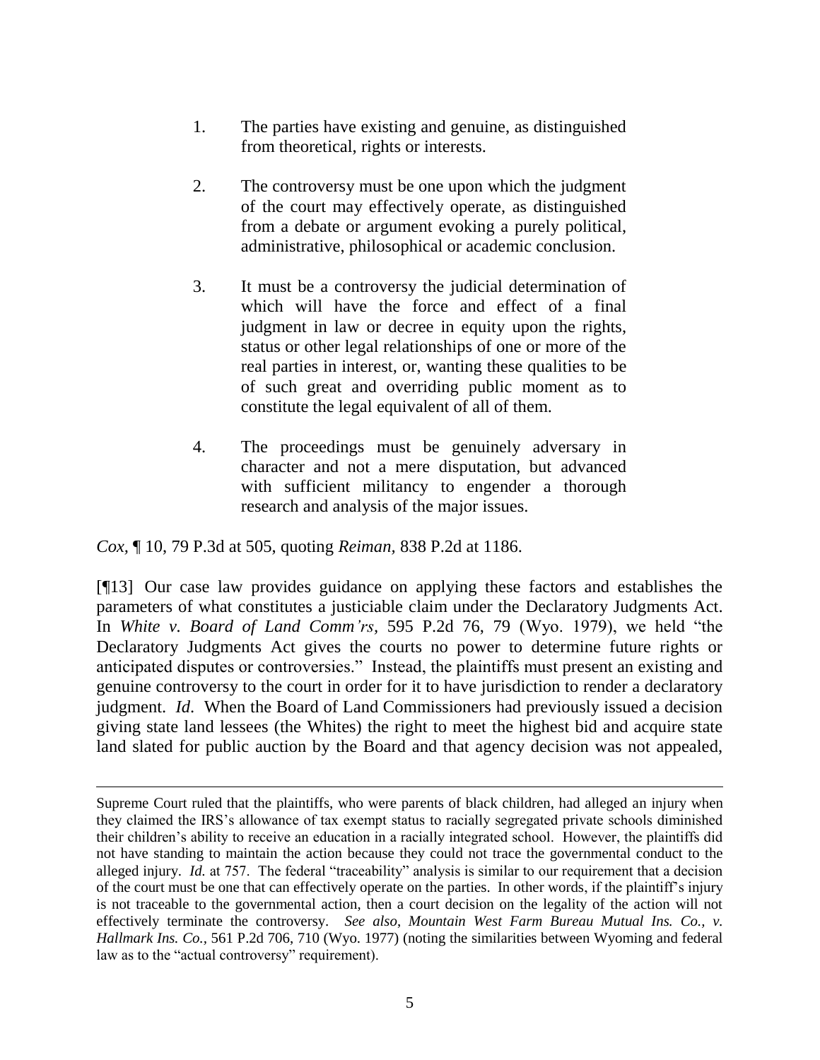1. The parties have existing and genuine, as distinguished from theoretical, rights or interests.

2. The controversy must be one upon which the judgment of the court may effectively operate, as distinguished from a debate or argument evoking a purely political, administrative, philosophical or academic conclusion.

3. It must be a controversy the judicial determination of which will have the force and effect of a final judgment in law or decree in equity upon the rights, status or other legal relationships of one or more of the real parties in interest, or, wanting these qualities to be of such great and overriding public moment as to constitute the legal equivalent of all of them.

4. The proceedings must be genuinely adversary in character and not a mere disputation, but advanced with sufficient militancy to engender a thorough research and analysis of the major issues.

*Cox*, ¶ 10, 79 P.3d at 505, quoting *Reiman*, 838 P.2d at 1186.

[¶13] Our case law provides guidance on applying these factors and establishes the parameters of what constitutes a justiciable claim under the Declaratory Judgments Act. In *White v. Board of Land Comm'rs*, 595 P.2d 76, 79 (Wyo. 1979), we held "the Declaratory Judgments Act gives the courts no power to determine future rights or anticipated disputes or controversies." Instead, the plaintiffs must present an existing and genuine controversy to the court in order for it to have jurisdiction to render a declaratory judgment. *Id*. When the Board of Land Commissioners had previously issued a decision giving state land lessees (the Whites) the right to meet the highest bid and acquire state land slated for public auction by the Board and that agency decision was not appealed,

---

Supreme Court ruled that the plaintiffs, who were parents of black children, had alleged an injury when they claimed the IRS's allowance of tax exempt status to racially segregated private schools diminished their children's ability to receive an education in a racially integrated school. However, the plaintiffs did not have standing to maintain the action because they could not trace the governmental conduct to the alleged injury. *Id.* at 757. The federal "traceability" analysis is similar to our requirement that a decision of the court must be one that can effectively operate on the parties. In other words, if the plaintiff's injury is not traceable to the governmental action, then a court decision on the legality of the action will not effectively terminate the controversy. *See also*, *Mountain West Farm Bureau Mutual Ins. Co., v. Hallmark Ins. Co.,* 561 P.2d 706, 710 (Wyo. 1977) (noting the similarities between Wyoming and federal law as to the "actual controversy" requirement).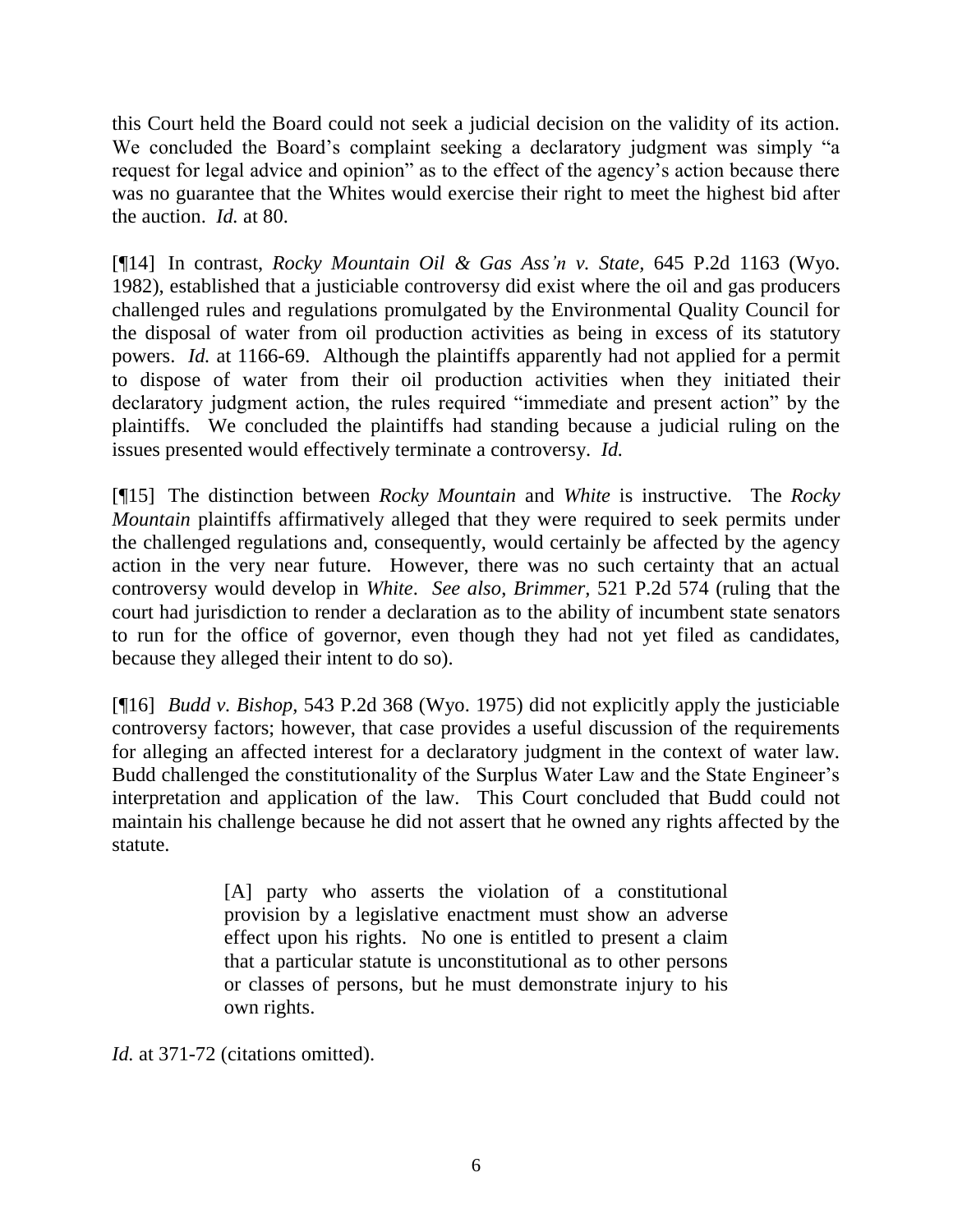this Court held the Board could not seek a judicial decision on the validity of its action. We concluded the Board's complaint seeking a declaratory judgment was simply "a request for legal advice and opinion" as to the effect of the agency's action because there was no guarantee that the Whites would exercise their right to meet the highest bid after the auction. *Id.* at 80.

[¶14] In contrast, *Rocky Mountain Oil & Gas Ass'n v. State*, 645 P.2d 1163 (Wyo. 1982), established that a justiciable controversy did exist where the oil and gas producers challenged rules and regulations promulgated by the Environmental Quality Council for the disposal of water from oil production activities as being in excess of its statutory powers. *Id.* at 1166-69. Although the plaintiffs apparently had not applied for a permit to dispose of water from their oil production activities when they initiated their declaratory judgment action, the rules required "immediate and present action" by the plaintiffs. We concluded the plaintiffs had standing because a judicial ruling on the issues presented would effectively terminate a controversy. *Id.*

[¶15] The distinction between *Rocky Mountain* and *White* is instructive. The *Rocky Mountain* plaintiffs affirmatively alleged that they were required to seek permits under the challenged regulations and, consequently, would certainly be affected by the agency action in the very near future. However, there was no such certainty that an actual controversy would develop in *White*. *See also*, *Brimmer*, 521 P.2d 574 (ruling that the court had jurisdiction to render a declaration as to the ability of incumbent state senators to run for the office of governor, even though they had not yet filed as candidates, because they alleged their intent to do so).

[¶16] *Budd v. Bishop*, 543 P.2d 368 (Wyo. 1975) did not explicitly apply the justiciable controversy factors; however, that case provides a useful discussion of the requirements for alleging an affected interest for a declaratory judgment in the context of water law. Budd challenged the constitutionality of the Surplus Water Law and the State Engineer's interpretation and application of the law. This Court concluded that Budd could not maintain his challenge because he did not assert that he owned any rights affected by the statute.

> [A] party who asserts the violation of a constitutional provision by a legislative enactment must show an adverse effect upon his rights. No one is entitled to present a claim that a particular statute is unconstitutional as to other persons or classes of persons, but he must demonstrate injury to his own rights.

*Id.* at 371-72 (citations omitted).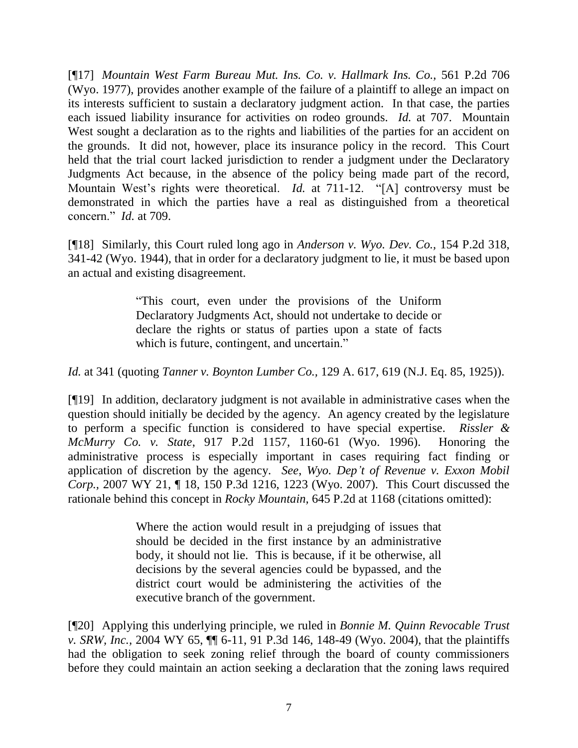[¶17] *Mountain West Farm Bureau Mut. Ins. Co. v. Hallmark Ins. Co.*, 561 P.2d 706 (Wyo. 1977), provides another example of the failure of a plaintiff to allege an impact on its interests sufficient to sustain a declaratory judgment action. In that case, the parties each issued liability insurance for activities on rodeo grounds. *Id.* at 707. Mountain West sought a declaration as to the rights and liabilities of the parties for an accident on the grounds. It did not, however, place its insurance policy in the record. This Court held that the trial court lacked jurisdiction to render a judgment under the Declaratory Judgments Act because, in the absence of the policy being made part of the record, Mountain West's rights were theoretical. *Id.* at 711-12. "[A] controversy must be demonstrated in which the parties have a real as distinguished from a theoretical concern." *Id.* at 709.

[¶18] Similarly, this Court ruled long ago in *Anderson v. Wyo. Dev. Co.*, 154 P.2d 318, 341-42 (Wyo. 1944), that in order for a declaratory judgment to lie, it must be based upon an actual and existing disagreement.

> "This court, even under the provisions of the Uniform Declaratory Judgments Act, should not undertake to decide or declare the rights or status of parties upon a state of facts which is future, contingent, and uncertain."

*Id.* at 341 (quoting *Tanner v. Boynton Lumber Co.*, 129 A. 617, 619 (N.J. Eq. 85, 1925)).

[¶19] In addition, declaratory judgment is not available in administrative cases when the question should initially be decided by the agency. An agency created by the legislature to perform a specific function is considered to have special expertise. *Rissler & McMurry Co. v. State*, 917 P.2d 1157, 1160-61 (Wyo. 1996). Honoring the administrative process is especially important in cases requiring fact finding or application of discretion by the agency. *See, Wyo. Dep't of Revenue v. Exxon Mobil Corp.*, 2007 WY 21, ¶ 18, 150 P.3d 1216, 1223 (Wyo. 2007). This Court discussed the rationale behind this concept in *Rocky Mountain*, 645 P.2d at 1168 (citations omitted):

> Where the action would result in a prejudging of issues that should be decided in the first instance by an administrative body, it should not lie. This is because, if it be otherwise, all decisions by the several agencies could be bypassed, and the district court would be administering the activities of the executive branch of the government.

[¶20] Applying this underlying principle, we ruled in *Bonnie M. Quinn Revocable Trust v. SRW, Inc.*, 2004 WY 65, ¶¶ 6-11, 91 P.3d 146, 148-49 (Wyo. 2004), that the plaintiffs had the obligation to seek zoning relief through the board of county commissioners before they could maintain an action seeking a declaration that the zoning laws required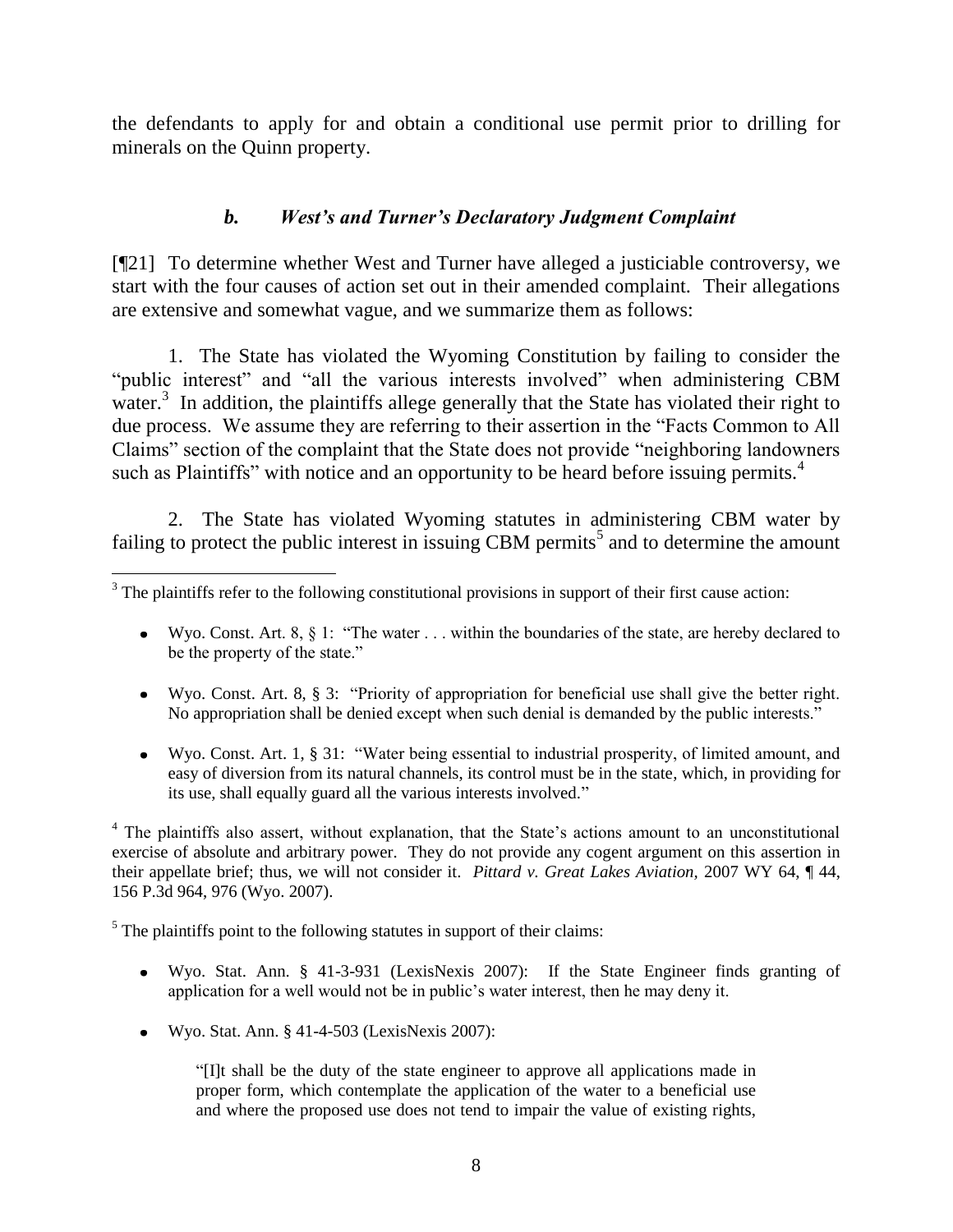the defendants to apply for and obtain a conditional use permit prior to drilling for minerals on the Quinn property.

### *b. West's and Turner's Declaratory Judgment Complaint*

[¶21] To determine whether West and Turner have alleged a justiciable controversy, we start with the four causes of action set out in their amended complaint. Their allegations are extensive and somewhat vague, and we summarize them as follows:

1. The State has violated the Wyoming Constitution by failing to consider the "public interest" and "all the various interests involved" when administering CBM water.[3] In addition, the plaintiffs allege generally that the State has violated their right to due process. We assume they are referring to their assertion in the "Facts Common to All Claims" section of the complaint that the State does not provide "neighboring landowners such as Plaintiffs" with notice and an opportunity to be heard before issuing permits.[4]

2. The State has violated Wyoming statutes in administering CBM water by failing to protect the public interest in issuing CBM permits[5] and to determine the amount

---

[3] The plaintiffs refer to the following constitutional provisions in support of their first cause action:

- Wyo. Const. Art. 8, § 1: "The water . . . within the boundaries of the state, are hereby declared to be the property of the state."
- Wyo. Const. Art. 8, § 3: "Priority of appropriation for beneficial use shall give the better right. No appropriation shall be denied except when such denial is demanded by the public interests."
- Wyo. Const. Art. 1, § 31: "Water being essential to industrial prosperity, of limited amount, and easy of diversion from its natural channels, its control must be in the state, which, in providing for its use, shall equally guard all the various interests involved."

[4] The plaintiffs also assert, without explanation, that the State's actions amount to an unconstitutional exercise of absolute and arbitrary power. They do not provide any cogent argument on this assertion in their appellate brief; thus, we will not consider it. *Pittard v. Great Lakes Aviation,* 2007 WY 64, ¶ 44, 156 P.3d 964, 976 (Wyo. 2007).

[5] The plaintiffs point to the following statutes in support of their claims:

- Wyo. Stat. Ann. § 41-3-931 (LexisNexis 2007): If the State Engineer finds granting of application for a well would not be in public's water interest, then he may deny it.
- Wyo. Stat. Ann. § 41-4-503 (LexisNexis 2007):

  "[I]t shall be the duty of the state engineer to approve all applications made in proper form, which contemplate the application of the water to a beneficial use and where the proposed use does not tend to impair the value of existing rights,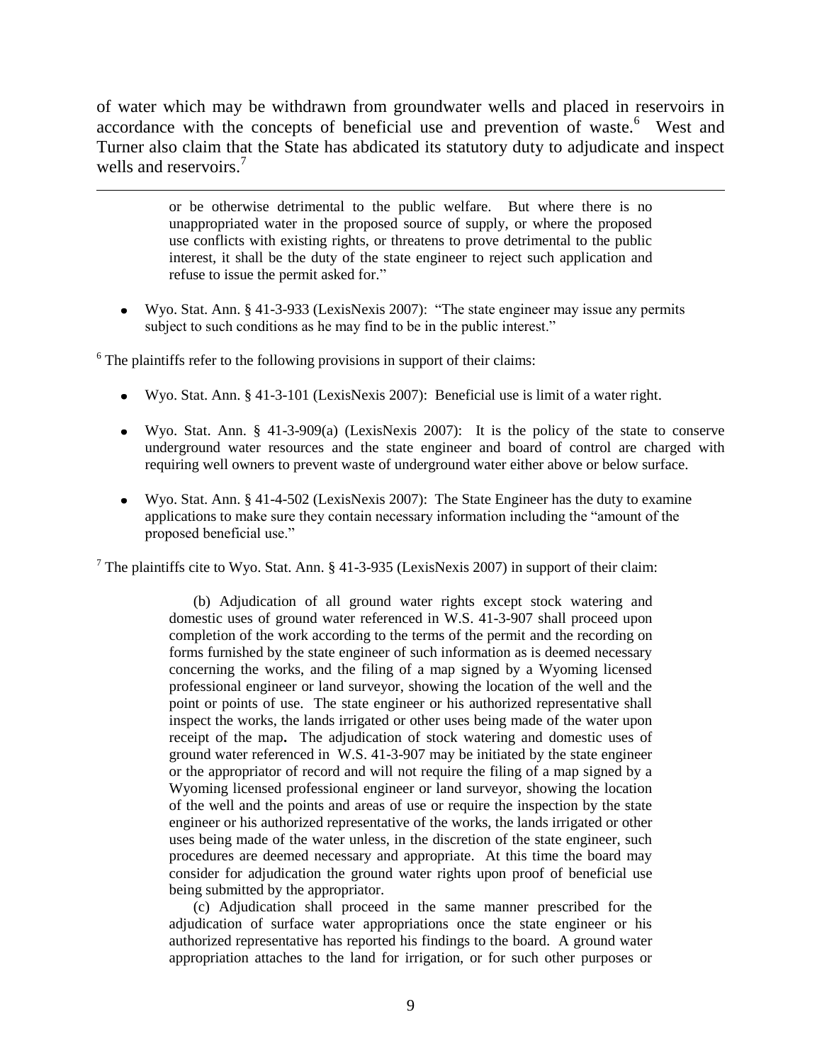of water which may be withdrawn from groundwater wells and placed in reservoirs in accordance with the concepts of beneficial use and prevention of waste.[6] West and Turner also claim that the State has abdicated its statutory duty to adjudicate and inspect wells and reservoirs.[7]

---

> or be otherwise detrimental to the public welfare. But where there is no unappropriated water in the proposed source of supply, or where the proposed use conflicts with existing rights, or threatens to prove detrimental to the public interest, it shall be the duty of the state engineer to reject such application and refuse to issue the permit asked for."

- Wyo. Stat. Ann. § 41-3-933 (LexisNexis 2007): "The state engineer may issue any permits subject to such conditions as he may find to be in the public interest."

[6] The plaintiffs refer to the following provisions in support of their claims:

- Wyo. Stat. Ann. § 41-3-101 (LexisNexis 2007): Beneficial use is limit of a water right.
- Wyo. Stat. Ann. § 41-3-909(a) (LexisNexis 2007): It is the policy of the state to conserve underground water resources and the state engineer and board of control are charged with requiring well owners to prevent waste of underground water either above or below surface.
- Wyo. Stat. Ann. § 41-4-502 (LexisNexis 2007): The State Engineer has the duty to examine applications to make sure they contain necessary information including the "amount of the proposed beneficial use."

[7] The plaintiffs cite to Wyo. Stat. Ann. § 41-3-935 (LexisNexis 2007) in support of their claim:

> (b) Adjudication of all ground water rights except stock watering and domestic uses of ground water referenced in W.S. 41-3-907 shall proceed upon completion of the work according to the terms of the permit and the recording on forms furnished by the state engineer of such information as is deemed necessary concerning the works, and the filing of a map signed by a Wyoming licensed professional engineer or land surveyor, showing the location of the well and the point or points of use. The state engineer or his authorized representative shall inspect the works, the lands irrigated or other uses being made of the water upon receipt of the map. The adjudication of stock watering and domestic uses of ground water referenced in W.S. 41-3-907 may be initiated by the state engineer or the appropriator of record and will not require the filing of a map signed by a Wyoming licensed professional engineer or land surveyor, showing the location of the well and the points and areas of use or require the inspection by the state engineer or his authorized representative of the works, the lands irrigated or other uses being made of the water unless, in the discretion of the state engineer, such procedures are deemed necessary and appropriate. At this time the board may consider for adjudication the ground water rights upon proof of beneficial use being submitted by the appropriator.
>
> (c) Adjudication shall proceed in the same manner prescribed for the adjudication of surface water appropriations once the state engineer or his authorized representative has reported his findings to the board. A ground water appropriation attaches to the land for irrigation, or for such other purposes or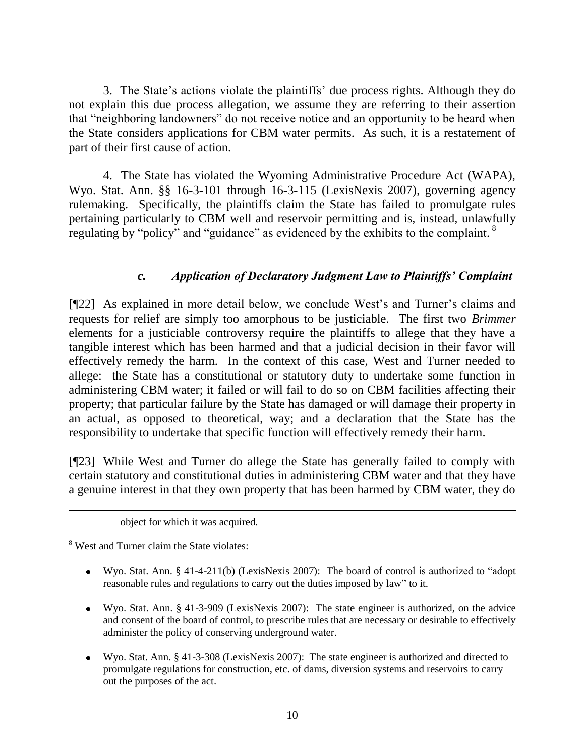3. The State's actions violate the plaintiffs' due process rights. Although they do not explain this due process allegation, we assume they are referring to their assertion that "neighboring landowners" do not receive notice and an opportunity to be heard when the State considers applications for CBM water permits. As such, it is a restatement of part of their first cause of action.

4. The State has violated the Wyoming Administrative Procedure Act (WAPA), Wyo. Stat. Ann. §§ 16-3-101 through 16-3-115 (LexisNexis 2007), governing agency rulemaking. Specifically, the plaintiffs claim the State has failed to promulgate rules pertaining particularly to CBM well and reservoir permitting and is, instead, unlawfully regulating by "policy" and "guidance" as evidenced by the exhibits to the complaint. [8]

### *c. Application of Declaratory Judgment Law to Plaintiffs' Complaint*

[¶22] As explained in more detail below, we conclude West's and Turner's claims and requests for relief are simply too amorphous to be justiciable. The first two *Brimmer* elements for a justiciable controversy require the plaintiffs to allege that they have a tangible interest which has been harmed and that a judicial decision in their favor will effectively remedy the harm. In the context of this case, West and Turner needed to allege: the State has a constitutional or statutory duty to undertake some function in administering CBM water; it failed or will fail to do so on CBM facilities affecting their property; that particular failure by the State has damaged or will damage their property in an actual, as opposed to theoretical, way; and a declaration that the State has the responsibility to undertake that specific function will effectively remedy their harm.

[¶23] While West and Turner do allege the State has generally failed to comply with certain statutory and constitutional duties in administering CBM water and that they have a genuine interest in that they own property that has been harmed by CBM water, they do

---

object for which it was acquired.

[8] West and Turner claim the State violates:

- Wyo. Stat. Ann. § 41-4-211(b) (LexisNexis 2007): The board of control is authorized to "adopt reasonable rules and regulations to carry out the duties imposed by law" to it.
- Wyo. Stat. Ann. § 41-3-909 (LexisNexis 2007): The state engineer is authorized, on the advice and consent of the board of control, to prescribe rules that are necessary or desirable to effectively administer the policy of conserving underground water.
- Wyo. Stat. Ann. § 41-3-308 (LexisNexis 2007): The state engineer is authorized and directed to promulgate regulations for construction, etc. of dams, diversion systems and reservoirs to carry out the purposes of the act.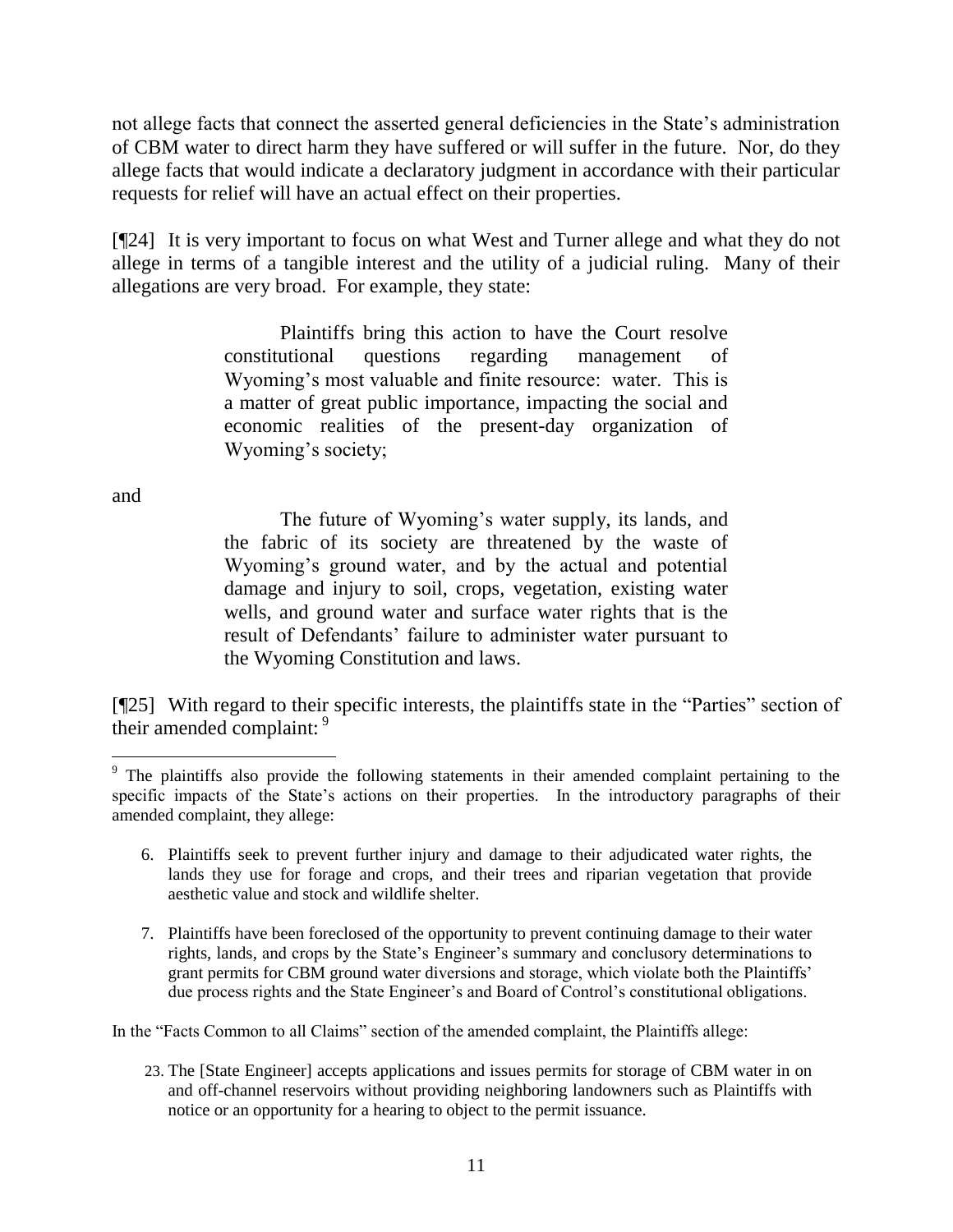not allege facts that connect the asserted general deficiencies in the State's administration of CBM water to direct harm they have suffered or will suffer in the future. Nor, do they allege facts that would indicate a declaratory judgment in accordance with their particular requests for relief will have an actual effect on their properties.

[¶24] It is very important to focus on what West and Turner allege and what they do not allege in terms of a tangible interest and the utility of a judicial ruling. Many of their allegations are very broad. For example, they state:

> Plaintiffs bring this action to have the Court resolve constitutional questions regarding management of Wyoming's most valuable and finite resource: water. This is a matter of great public importance, impacting the social and economic realities of the present-day organization of Wyoming's society;

and

> The future of Wyoming's water supply, its lands, and the fabric of its society are threatened by the waste of Wyoming's ground water, and by the actual and potential damage and injury to soil, crops, vegetation, existing water wells, and ground water and surface water rights that is the result of Defendants' failure to administer water pursuant to the Wyoming Constitution and laws.

[¶25] With regard to their specific interests, the plaintiffs state in the "Parties" section of their amended complaint: [9]

---

[9] The plaintiffs also provide the following statements in their amended complaint pertaining to the specific impacts of the State's actions on their properties. In the introductory paragraphs of their amended complaint, they allege:

6. Plaintiffs seek to prevent further injury and damage to their adjudicated water rights, the lands they use for forage and crops, and their trees and riparian vegetation that provide aesthetic value and stock and wildlife shelter.

7. Plaintiffs have been foreclosed of the opportunity to prevent continuing damage to their water rights, lands, and crops by the State's Engineer's summary and conclusory determinations to grant permits for CBM ground water diversions and storage, which violate both the Plaintiffs' due process rights and the State Engineer's and Board of Control's constitutional obligations.

In the "Facts Common to all Claims" section of the amended complaint, the Plaintiffs allege:

23. The [State Engineer] accepts applications and issues permits for storage of CBM water in on and off-channel reservoirs without providing neighboring landowners such as Plaintiffs with notice or an opportunity for a hearing to object to the permit issuance.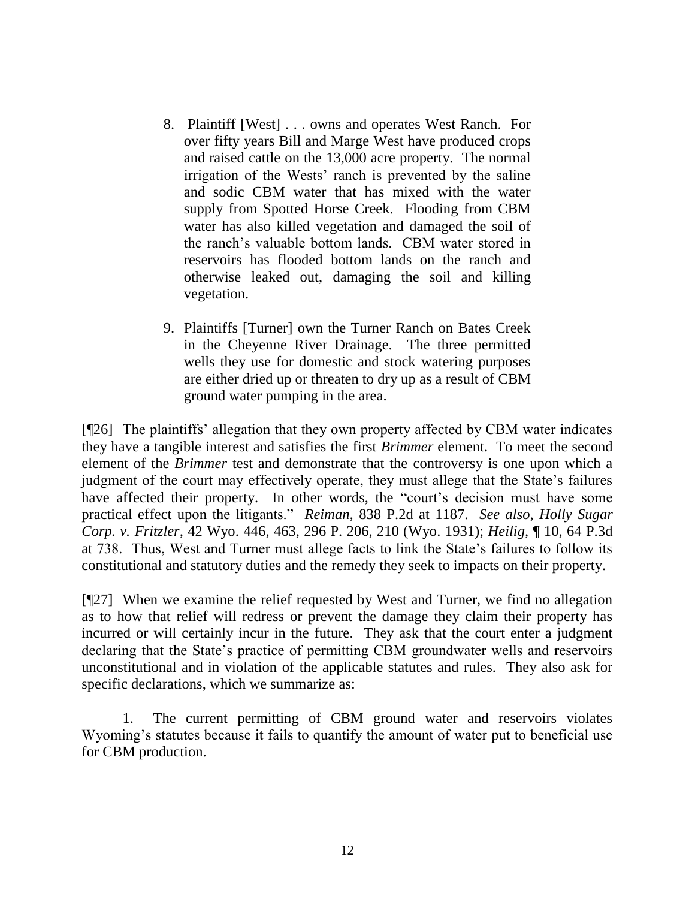> 8. Plaintiff [West] . . . owns and operates West Ranch. For over fifty years Bill and Marge West have produced crops and raised cattle on the 13,000 acre property. The normal irrigation of the Wests' ranch is prevented by the saline and sodic CBM water that has mixed with the water supply from Spotted Horse Creek. Flooding from CBM water has also killed vegetation and damaged the soil of the ranch's valuable bottom lands. CBM water stored in reservoirs has flooded bottom lands on the ranch and otherwise leaked out, damaging the soil and killing vegetation.
>
> 9. Plaintiffs [Turner] own the Turner Ranch on Bates Creek in the Cheyenne River Drainage. The three permitted wells they use for domestic and stock watering purposes are either dried up or threaten to dry up as a result of CBM ground water pumping in the area.

[¶26] The plaintiffs' allegation that they own property affected by CBM water indicates they have a tangible interest and satisfies the first *Brimmer* element. To meet the second element of the *Brimmer* test and demonstrate that the controversy is one upon which a judgment of the court may effectively operate, they must allege that the State's failures have affected their property. In other words, the "court's decision must have some practical effect upon the litigants." *Reiman*, 838 P.2d at 1187. *See also*, *Holly Sugar Corp. v. Fritzler*, 42 Wyo. 446, 463, 296 P. 206, 210 (Wyo. 1931); *Heilig*, ¶ 10, 64 P.3d at 738. Thus, West and Turner must allege facts to link the State's failures to follow its constitutional and statutory duties and the remedy they seek to impacts on their property.

[¶27] When we examine the relief requested by West and Turner, we find no allegation as to how that relief will redress or prevent the damage they claim their property has incurred or will certainly incur in the future. They ask that the court enter a judgment declaring that the State's practice of permitting CBM groundwater wells and reservoirs unconstitutional and in violation of the applicable statutes and rules. They also ask for specific declarations, which we summarize as:

1. The current permitting of CBM ground water and reservoirs violates Wyoming's statutes because it fails to quantify the amount of water put to beneficial use for CBM production.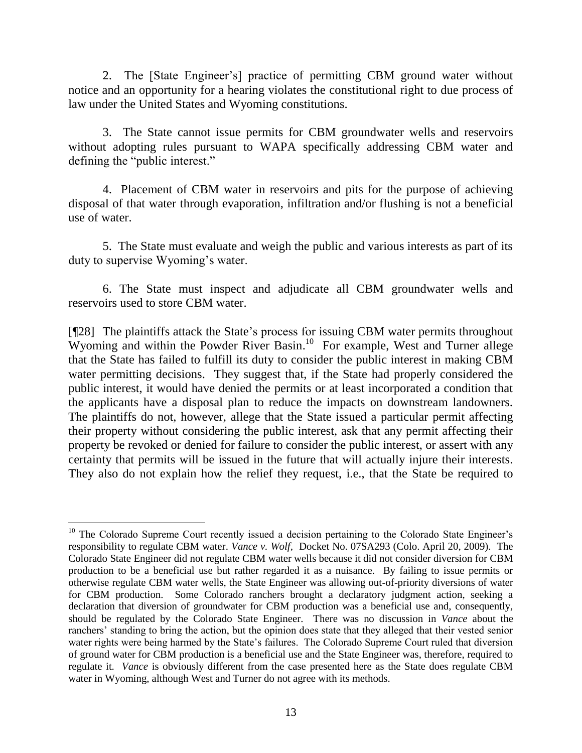2. The [State Engineer's] practice of permitting CBM ground water without notice and an opportunity for a hearing violates the constitutional right to due process of law under the United States and Wyoming constitutions.

3. The State cannot issue permits for CBM groundwater wells and reservoirs without adopting rules pursuant to WAPA specifically addressing CBM water and defining the "public interest."

4. Placement of CBM water in reservoirs and pits for the purpose of achieving disposal of that water through evaporation, infiltration and/or flushing is not a beneficial use of water.

5. The State must evaluate and weigh the public and various interests as part of its duty to supervise Wyoming's water.

6. The State must inspect and adjudicate all CBM groundwater wells and reservoirs used to store CBM water.

[¶28] The plaintiffs attack the State's process for issuing CBM water permits throughout Wyoming and within the Powder River Basin.[10] For example, West and Turner allege that the State has failed to fulfill its duty to consider the public interest in making CBM water permitting decisions. They suggest that, if the State had properly considered the public interest, it would have denied the permits or at least incorporated a condition that the applicants have a disposal plan to reduce the impacts on downstream landowners. The plaintiffs do not, however, allege that the State issued a particular permit affecting their property without considering the public interest, ask that any permit affecting their property be revoked or denied for failure to consider the public interest, or assert with any certainty that permits will be issued in the future that will actually injure their interests. They also do not explain how the relief they request, i.e., that the State be required to

---

[10] The Colorado Supreme Court recently issued a decision pertaining to the Colorado State Engineer's responsibility to regulate CBM water. *Vance v. Wolf,* Docket No. 07SA293 (Colo. April 20, 2009). The Colorado State Engineer did not regulate CBM water wells because it did not consider diversion for CBM production to be a beneficial use but rather regarded it as a nuisance. By failing to issue permits or otherwise regulate CBM water wells, the State Engineer was allowing out-of-priority diversions of water for CBM production. Some Colorado ranchers brought a declaratory judgment action, seeking a declaration that diversion of groundwater for CBM production was a beneficial use and, consequently, should be regulated by the Colorado State Engineer. There was no discussion in *Vance* about the ranchers' standing to bring the action, but the opinion does state that they alleged that their vested senior water rights were being harmed by the State's failures. The Colorado Supreme Court ruled that diversion of ground water for CBM production is a beneficial use and the State Engineer was, therefore, required to regulate it. *Vance* is obviously different from the case presented here as the State does regulate CBM water in Wyoming, although West and Turner do not agree with its methods.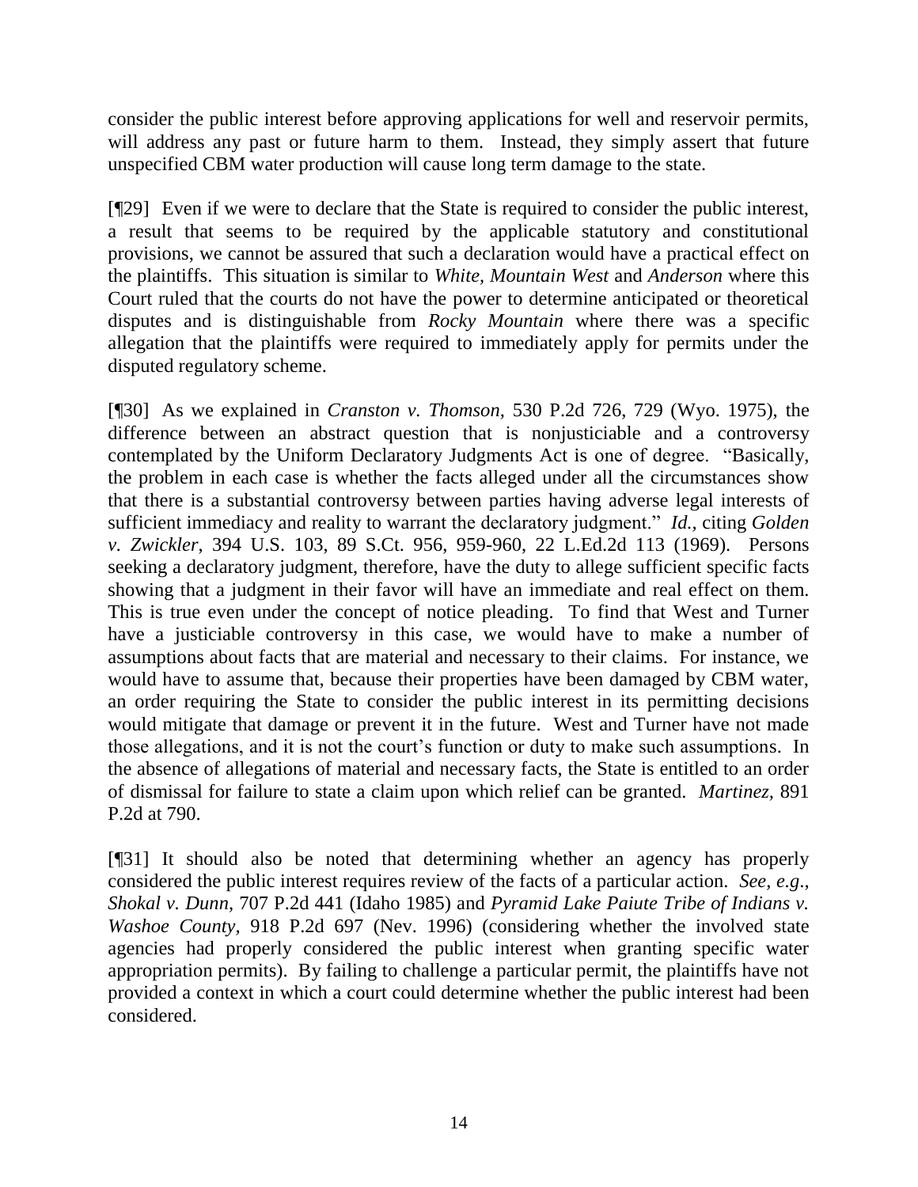consider the public interest before approving applications for well and reservoir permits, will address any past or future harm to them. Instead, they simply assert that future unspecified CBM water production will cause long term damage to the state.

[¶29] Even if we were to declare that the State is required to consider the public interest, a result that seems to be required by the applicable statutory and constitutional provisions, we cannot be assured that such a declaration would have a practical effect on the plaintiffs. This situation is similar to *White, Mountain West* and *Anderson* where this Court ruled that the courts do not have the power to determine anticipated or theoretical disputes and is distinguishable from *Rocky Mountain* where there was a specific allegation that the plaintiffs were required to immediately apply for permits under the disputed regulatory scheme.

[¶30] As we explained in *Cranston v. Thomson,* 530 P.2d 726, 729 (Wyo. 1975), the difference between an abstract question that is nonjusticiable and a controversy contemplated by the Uniform Declaratory Judgments Act is one of degree. "Basically, the problem in each case is whether the facts alleged under all the circumstances show that there is a substantial controversy between parties having adverse legal interests of sufficient immediacy and reality to warrant the declaratory judgment." *Id.,* citing *Golden v. Zwickler*, 394 U.S. 103, 89 S.Ct. 956, 959-960, 22 L.Ed.2d 113 (1969). Persons seeking a declaratory judgment, therefore, have the duty to allege sufficient specific facts showing that a judgment in their favor will have an immediate and real effect on them. This is true even under the concept of notice pleading. To find that West and Turner have a justiciable controversy in this case, we would have to make a number of assumptions about facts that are material and necessary to their claims. For instance, we would have to assume that, because their properties have been damaged by CBM water, an order requiring the State to consider the public interest in its permitting decisions would mitigate that damage or prevent it in the future. West and Turner have not made those allegations, and it is not the court's function or duty to make such assumptions. In the absence of allegations of material and necessary facts, the State is entitled to an order of dismissal for failure to state a claim upon which relief can be granted. *Martinez,* 891 P.2d at 790.

[¶31] It should also be noted that determining whether an agency has properly considered the public interest requires review of the facts of a particular action. *See, e.g.*, *Shokal v. Dunn,* 707 P.2d 441 (Idaho 1985) and *Pyramid Lake Paiute Tribe of Indians v. Washoe County,* 918 P.2d 697 (Nev. 1996) (considering whether the involved state agencies had properly considered the public interest when granting specific water appropriation permits). By failing to challenge a particular permit, the plaintiffs have not provided a context in which a court could determine whether the public interest had been considered.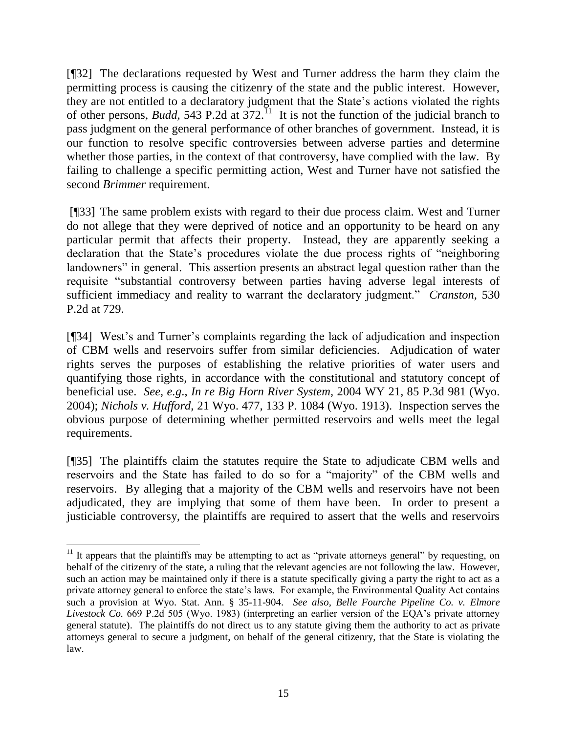[¶32] The declarations requested by West and Turner address the harm they claim the permitting process is causing the citizenry of the state and the public interest. However, they are not entitled to a declaratory judgment that the State's actions violated the rights of other persons, *Budd*, 543 P.2d at 372.[11] It is not the function of the judicial branch to pass judgment on the general performance of other branches of government. Instead, it is our function to resolve specific controversies between adverse parties and determine whether those parties, in the context of that controversy, have complied with the law. By failing to challenge a specific permitting action, West and Turner have not satisfied the second *Brimmer* requirement.

[¶33] The same problem exists with regard to their due process claim. West and Turner do not allege that they were deprived of notice and an opportunity to be heard on any particular permit that affects their property. Instead, they are apparently seeking a declaration that the State's procedures violate the due process rights of "neighboring landowners" in general. This assertion presents an abstract legal question rather than the requisite "substantial controversy between parties having adverse legal interests of sufficient immediacy and reality to warrant the declaratory judgment." *Cranston*, 530 P.2d at 729.

[¶34] West's and Turner's complaints regarding the lack of adjudication and inspection of CBM wells and reservoirs suffer from similar deficiencies. Adjudication of water rights serves the purposes of establishing the relative priorities of water users and quantifying those rights, in accordance with the constitutional and statutory concept of beneficial use. *See, e.g.*, *In re Big Horn River System*, 2004 WY 21, 85 P.3d 981 (Wyo. 2004); *Nichols v. Hufford*, 21 Wyo. 477, 133 P. 1084 (Wyo. 1913). Inspection serves the obvious purpose of determining whether permitted reservoirs and wells meet the legal requirements.

[¶35] The plaintiffs claim the statutes require the State to adjudicate CBM wells and reservoirs and the State has failed to do so for a "majority" of the CBM wells and reservoirs. By alleging that a majority of the CBM wells and reservoirs have not been adjudicated, they are implying that some of them have been. In order to present a justiciable controversy, the plaintiffs are required to assert that the wells and reservoirs

---

[11] It appears that the plaintiffs may be attempting to act as "private attorneys general" by requesting, on behalf of the citizenry of the state, a ruling that the relevant agencies are not following the law. However, such an action may be maintained only if there is a statute specifically giving a party the right to act as a private attorney general to enforce the state's laws. For example, the Environmental Quality Act contains such a provision at Wyo. Stat. Ann. § 35-11-904. *See also*, *Belle Fourche Pipeline Co. v. Elmore Livestock Co.* 669 P.2d 505 (Wyo. 1983) (interpreting an earlier version of the EQA's private attorney general statute). The plaintiffs do not direct us to any statute giving them the authority to act as private attorneys general to secure a judgment, on behalf of the general citizenry, that the State is violating the law.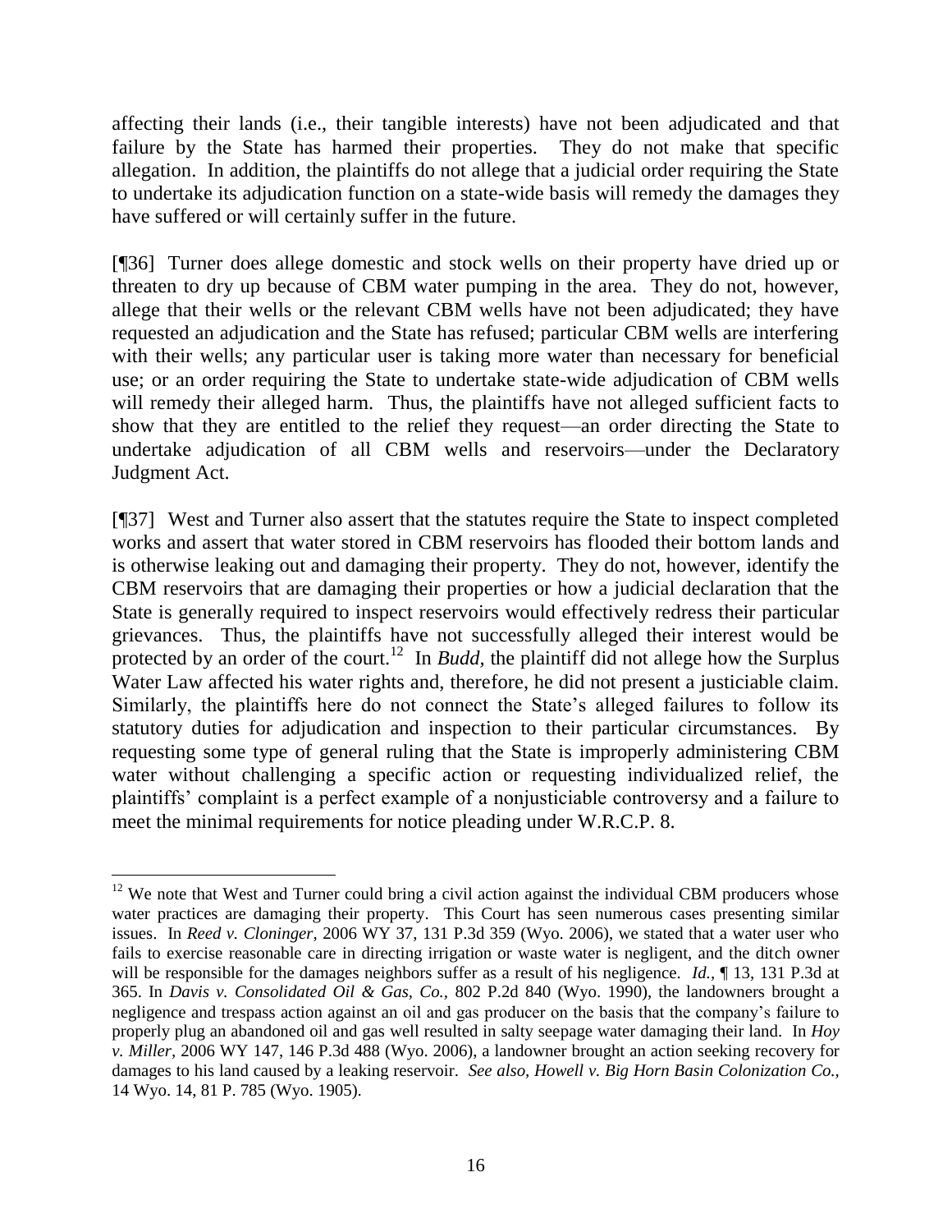affecting their lands (i.e., their tangible interests) have not been adjudicated and that failure by the State has harmed their properties. They do not make that specific allegation. In addition, the plaintiffs do not allege that a judicial order requiring the State to undertake its adjudication function on a state-wide basis will remedy the damages they have suffered or will certainly suffer in the future.

[¶36] Turner does allege domestic and stock wells on their property have dried up or threaten to dry up because of CBM water pumping in the area. They do not, however, allege that their wells or the relevant CBM wells have not been adjudicated; they have requested an adjudication and the State has refused; particular CBM wells are interfering with their wells; any particular user is taking more water than necessary for beneficial use; or an order requiring the State to undertake state-wide adjudication of CBM wells will remedy their alleged harm. Thus, the plaintiffs have not alleged sufficient facts to show that they are entitled to the relief they request—an order directing the State to undertake adjudication of all CBM wells and reservoirs—under the Declaratory Judgment Act.

[¶37] West and Turner also assert that the statutes require the State to inspect completed works and assert that water stored in CBM reservoirs has flooded their bottom lands and is otherwise leaking out and damaging their property. They do not, however, identify the CBM reservoirs that are damaging their properties or how a judicial declaration that the State is generally required to inspect reservoirs would effectively redress their particular grievances. Thus, the plaintiffs have not successfully alleged their interest would be protected by an order of the court.[12] In *Budd*, the plaintiff did not allege how the Surplus Water Law affected his water rights and, therefore, he did not present a justiciable claim. Similarly, the plaintiffs here do not connect the State's alleged failures to follow its statutory duties for adjudication and inspection to their particular circumstances. By requesting some type of general ruling that the State is improperly administering CBM water without challenging a specific action or requesting individualized relief, the plaintiffs' complaint is a perfect example of a nonjusticiable controversy and a failure to meet the minimal requirements for notice pleading under W.R.C.P. 8.

---

[12] We note that West and Turner could bring a civil action against the individual CBM producers whose water practices are damaging their property. This Court has seen numerous cases presenting similar issues. In *Reed v. Cloninger*, 2006 WY 37, 131 P.3d 359 (Wyo. 2006), we stated that a water user who fails to exercise reasonable care in directing irrigation or waste water is negligent, and the ditch owner will be responsible for the damages neighbors suffer as a result of his negligence. *Id.*, ¶ 13, 131 P.3d at 365. In *Davis v. Consolidated Oil & Gas, Co.*, 802 P.2d 840 (Wyo. 1990), the landowners brought a negligence and trespass action against an oil and gas producer on the basis that the company's failure to properly plug an abandoned oil and gas well resulted in salty seepage water damaging their land. In *Hoy v. Miller*, 2006 WY 147, 146 P.3d 488 (Wyo. 2006), a landowner brought an action seeking recovery for damages to his land caused by a leaking reservoir. *See also, Howell v. Big Horn Basin Colonization Co.*, 14 Wyo. 14, 81 P. 785 (Wyo. 1905).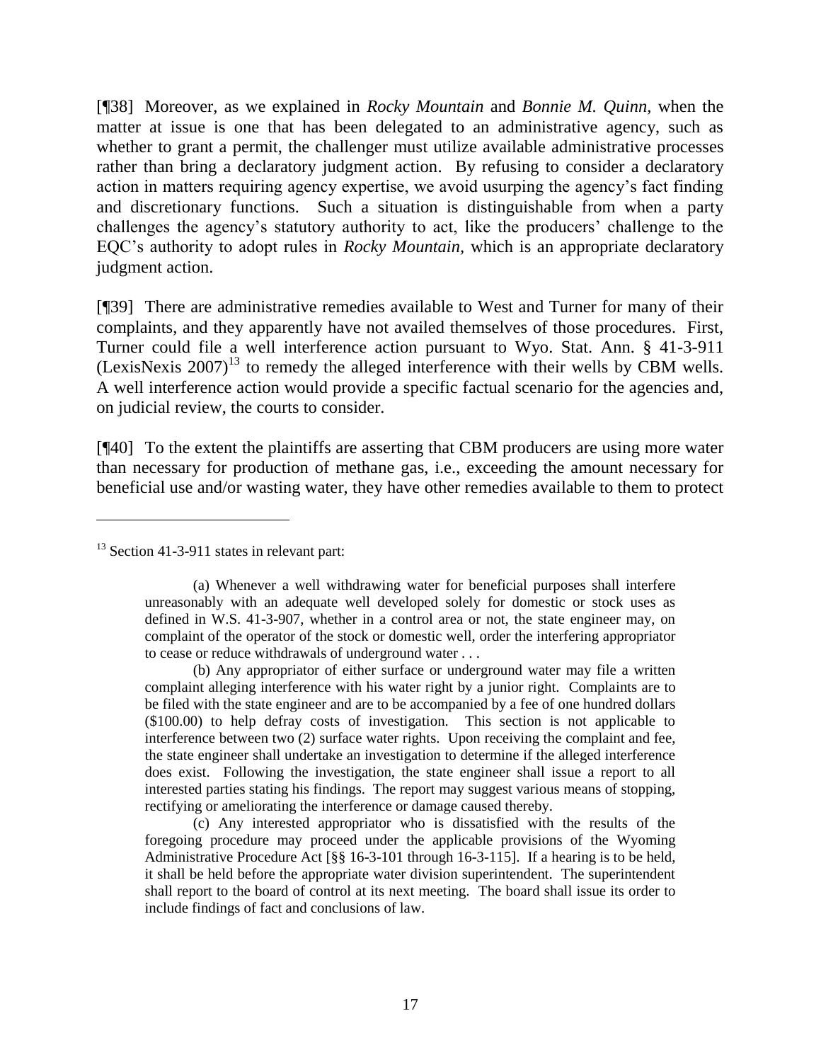[¶38] Moreover, as we explained in *Rocky Mountain* and *Bonnie M. Quinn,* when the matter at issue is one that has been delegated to an administrative agency, such as whether to grant a permit, the challenger must utilize available administrative processes rather than bring a declaratory judgment action. By refusing to consider a declaratory action in matters requiring agency expertise, we avoid usurping the agency's fact finding and discretionary functions. Such a situation is distinguishable from when a party challenges the agency's statutory authority to act, like the producers' challenge to the EQC's authority to adopt rules in *Rocky Mountain,* which is an appropriate declaratory judgment action.

[¶39] There are administrative remedies available to West and Turner for many of their complaints, and they apparently have not availed themselves of those procedures. First, Turner could file a well interference action pursuant to Wyo. Stat. Ann. § 41-3-911 (LexisNexis 2007)[13] to remedy the alleged interference with their wells by CBM wells. A well interference action would provide a specific factual scenario for the agencies and, on judicial review, the courts to consider.

[¶40] To the extent the plaintiffs are asserting that CBM producers are using more water than necessary for production of methane gas, i.e., exceeding the amount necessary for beneficial use and/or wasting water, they have other remedies available to them to protect

---

[13] Section 41-3-911 states in relevant part:

> (a) Whenever a well withdrawing water for beneficial purposes shall interfere unreasonably with an adequate well developed solely for domestic or stock uses as defined in W.S. 41-3-907, whether in a control area or not, the state engineer may, on complaint of the operator of the stock or domestic well, order the interfering appropriator to cease or reduce withdrawals of underground water . . .
>
> (b) Any appropriator of either surface or underground water may file a written complaint alleging interference with his water right by a junior right. Complaints are to be filed with the state engineer and are to be accompanied by a fee of one hundred dollars ($100.00) to help defray costs of investigation. This section is not applicable to interference between two (2) surface water rights. Upon receiving the complaint and fee, the state engineer shall undertake an investigation to determine if the alleged interference does exist. Following the investigation, the state engineer shall issue a report to all interested parties stating his findings. The report may suggest various means of stopping, rectifying or ameliorating the interference or damage caused thereby.
>
> (c) Any interested appropriator who is dissatisfied with the results of the foregoing procedure may proceed under the applicable provisions of the Wyoming Administrative Procedure Act [§§ 16-3-101 through 16-3-115]. If a hearing is to be held, it shall be held before the appropriate water division superintendent. The superintendent shall report to the board of control at its next meeting. The board shall issue its order to include findings of fact and conclusions of law.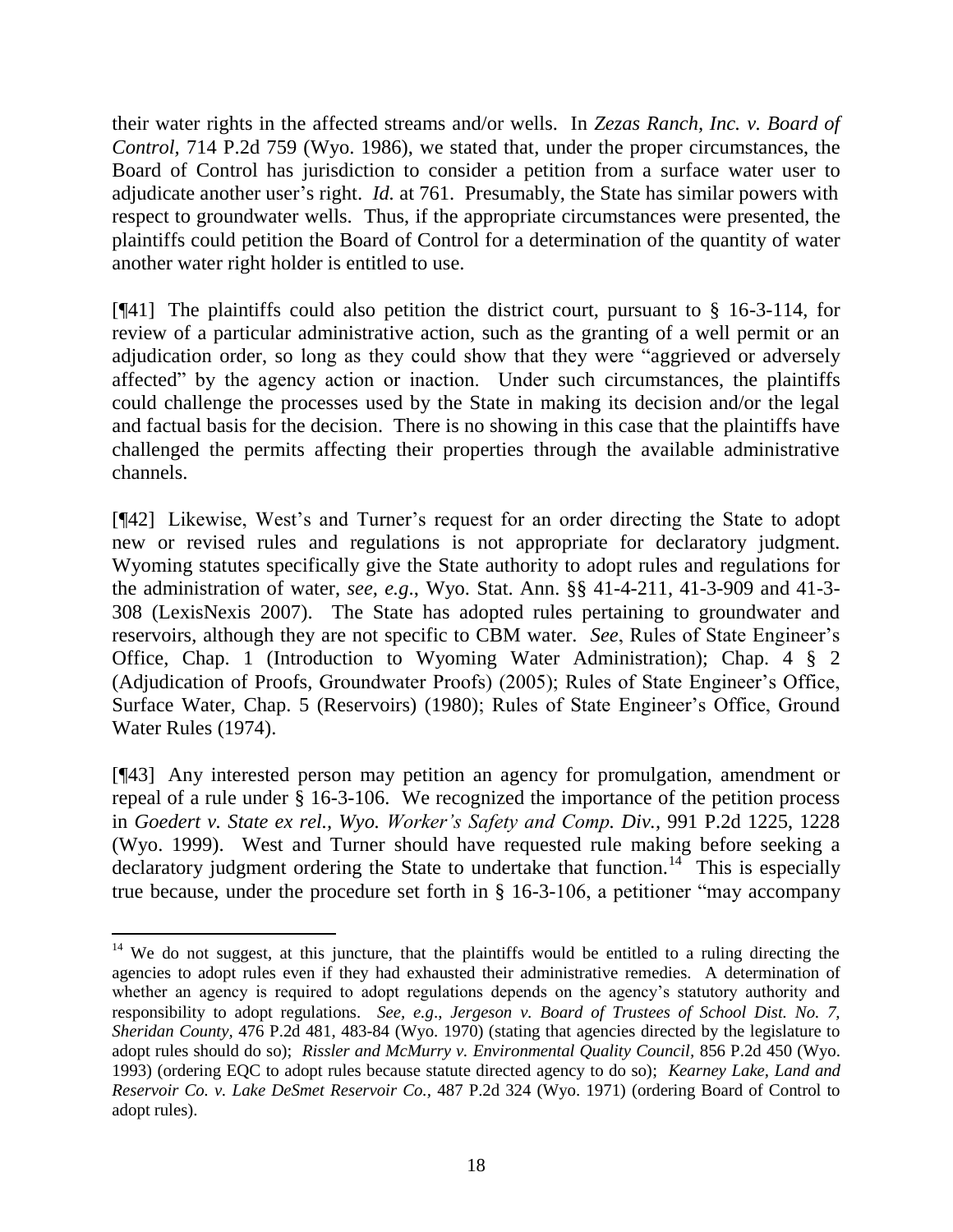their water rights in the affected streams and/or wells. In *Zezas Ranch, Inc. v. Board of Control*, 714 P.2d 759 (Wyo. 1986), we stated that, under the proper circumstances, the Board of Control has jurisdiction to consider a petition from a surface water user to adjudicate another user's right. *Id.* at 761. Presumably, the State has similar powers with respect to groundwater wells. Thus, if the appropriate circumstances were presented, the plaintiffs could petition the Board of Control for a determination of the quantity of water another water right holder is entitled to use.

[¶41] The plaintiffs could also petition the district court, pursuant to § 16-3-114, for review of a particular administrative action, such as the granting of a well permit or an adjudication order, so long as they could show that they were "aggrieved or adversely affected" by the agency action or inaction. Under such circumstances, the plaintiffs could challenge the processes used by the State in making its decision and/or the legal and factual basis for the decision. There is no showing in this case that the plaintiffs have challenged the permits affecting their properties through the available administrative channels.

[¶42] Likewise, West's and Turner's request for an order directing the State to adopt new or revised rules and regulations is not appropriate for declaratory judgment. Wyoming statutes specifically give the State authority to adopt rules and regulations for the administration of water, *see*, *e.g*., Wyo. Stat. Ann. §§ 41-4-211, 41-3-909 and 41-3-308 (LexisNexis 2007). The State has adopted rules pertaining to groundwater and reservoirs, although they are not specific to CBM water. *See*, Rules of State Engineer's Office, Chap. 1 (Introduction to Wyoming Water Administration); Chap. 4 § 2 (Adjudication of Proofs, Groundwater Proofs) (2005); Rules of State Engineer's Office, Surface Water, Chap. 5 (Reservoirs) (1980); Rules of State Engineer's Office, Ground Water Rules (1974).

[¶43] Any interested person may petition an agency for promulgation, amendment or repeal of a rule under § 16-3-106. We recognized the importance of the petition process in *Goedert v. State ex rel., Wyo. Worker's Safety and Comp. Div.*, 991 P.2d 1225, 1228 (Wyo. 1999). West and Turner should have requested rule making before seeking a declaratory judgment ordering the State to undertake that function.[14] This is especially true because, under the procedure set forth in § 16-3-106, a petitioner "may accompany

---

[14] We do not suggest, at this juncture, that the plaintiffs would be entitled to a ruling directing the agencies to adopt rules even if they had exhausted their administrative remedies. A determination of whether an agency is required to adopt regulations depends on the agency's statutory authority and responsibility to adopt regulations. *See, e.g*., *Jergeson v. Board of Trustees of School Dist. No. 7, Sheridan County*, 476 P.2d 481, 483-84 (Wyo. 1970) (stating that agencies directed by the legislature to adopt rules should do so); *Rissler and McMurry v. Environmental Quality Council*, 856 P.2d 450 (Wyo. 1993) (ordering EQC to adopt rules because statute directed agency to do so); *Kearney Lake, Land and Reservoir Co. v. Lake DeSmet Reservoir Co.*, 487 P.2d 324 (Wyo. 1971) (ordering Board of Control to adopt rules).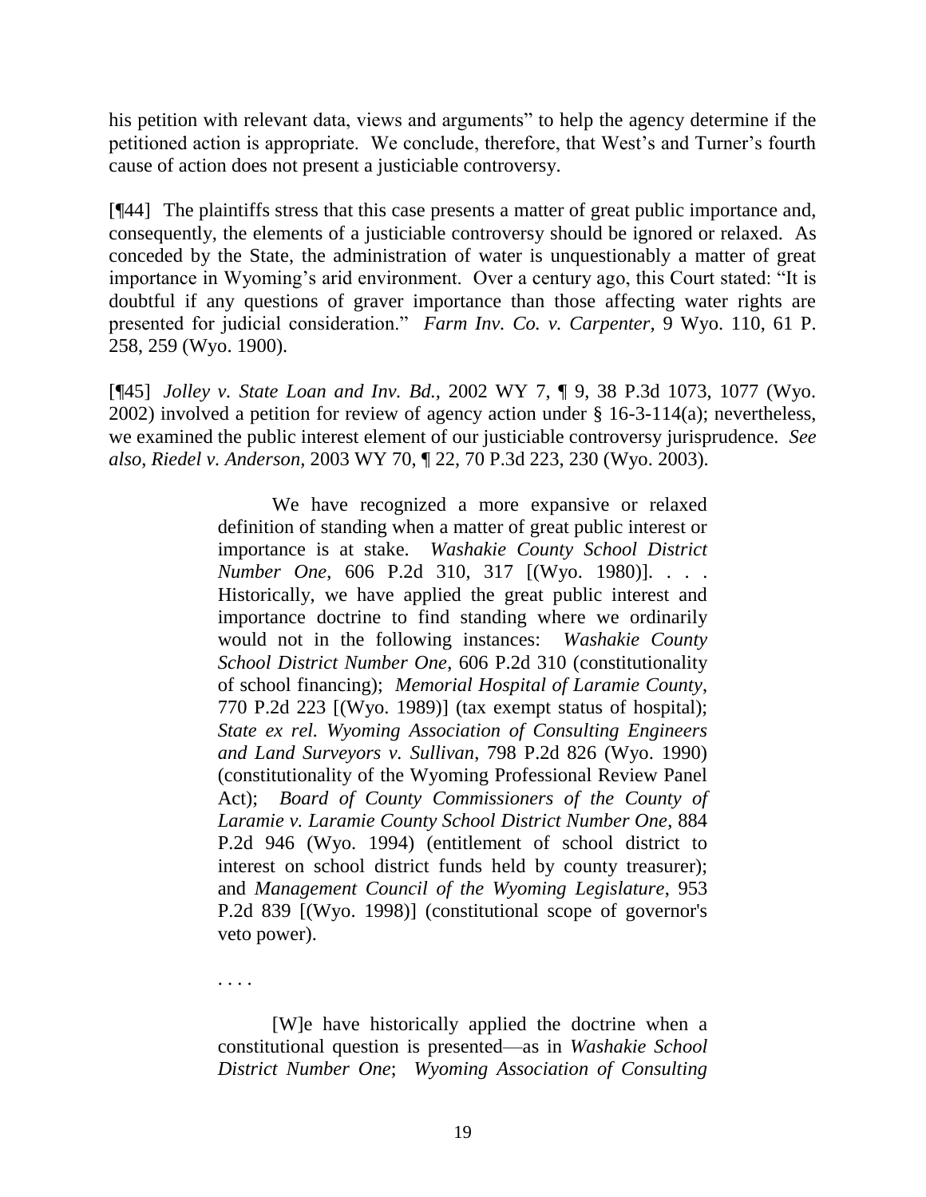his petition with relevant data, views and arguments" to help the agency determine if the petitioned action is appropriate. We conclude, therefore, that West's and Turner's fourth cause of action does not present a justiciable controversy.

[¶44] The plaintiffs stress that this case presents a matter of great public importance and, consequently, the elements of a justiciable controversy should be ignored or relaxed. As conceded by the State, the administration of water is unquestionably a matter of great importance in Wyoming's arid environment. Over a century ago, this Court stated: "It is doubtful if any questions of graver importance than those affecting water rights are presented for judicial consideration." *Farm Inv. Co. v. Carpenter*, 9 Wyo. 110, 61 P. 258, 259 (Wyo. 1900).

[¶45] *Jolley v. State Loan and Inv. Bd.*, 2002 WY 7, ¶ 9, 38 P.3d 1073, 1077 (Wyo. 2002) involved a petition for review of agency action under § 16-3-114(a); nevertheless, we examined the public interest element of our justiciable controversy jurisprudence. *See also*, *Riedel v. Anderson*, 2003 WY 70, ¶ 22, 70 P.3d 223, 230 (Wyo. 2003).

> We have recognized a more expansive or relaxed definition of standing when a matter of great public interest or importance is at stake. *Washakie County School District Number One*, 606 P.2d 310, 317 [(Wyo. 1980)]. . . . Historically, we have applied the great public interest and importance doctrine to find standing where we ordinarily would not in the following instances: *Washakie County School District Number One*, 606 P.2d 310 (constitutionality of school financing); *Memorial Hospital of Laramie County*, 770 P.2d 223 [(Wyo. 1989)] (tax exempt status of hospital); *State ex rel. Wyoming Association of Consulting Engineers and Land Surveyors v. Sullivan*, 798 P.2d 826 (Wyo. 1990) (constitutionality of the Wyoming Professional Review Panel Act); *Board of County Commissioners of the County of Laramie v. Laramie County School District Number One*, 884 P.2d 946 (Wyo. 1994) (entitlement of school district to interest on school district funds held by county treasurer); and *Management Council of the Wyoming Legislature*, 953 P.2d 839 [(Wyo. 1998)] (constitutional scope of governor's veto power).
>
> . . . .
>
> [W]e have historically applied the doctrine when a constitutional question is presented—as in *Washakie School District Number One*; *Wyoming Association of Consulting*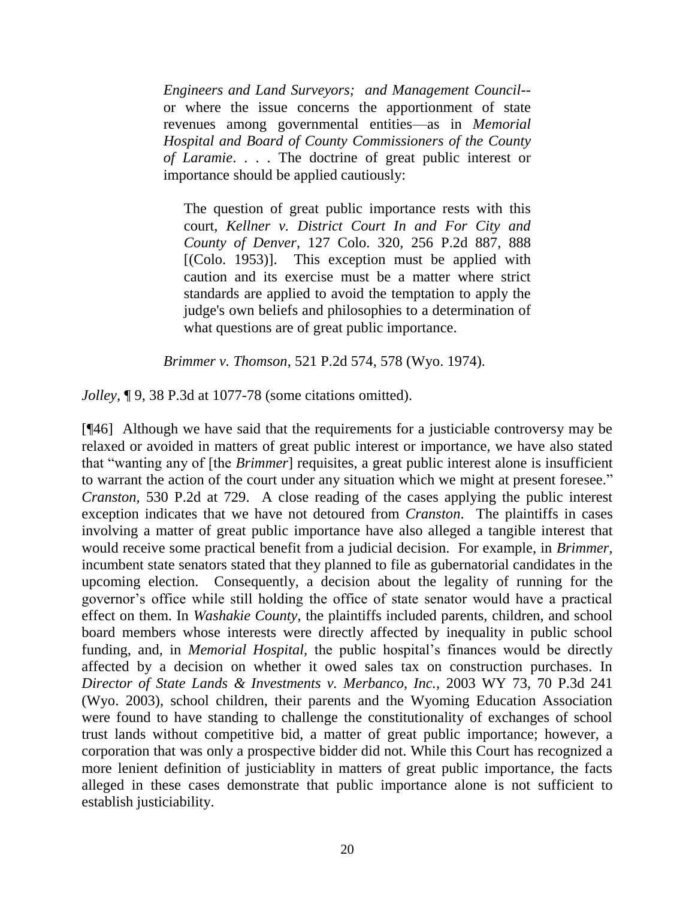> *Engineers and Land Surveyors; and Management Council*--or where the issue concerns the apportionment of state revenues among governmental entities—as in *Memorial Hospital and Board of County Commissioners of the County of Laramie*. . . . The doctrine of great public interest or importance should be applied cautiously:
>
> > The question of great public importance rests with this court, *Kellner v. District Court In and For City and County of Denver*, 127 Colo. 320, 256 P.2d 887, 888 [(Colo. 1953)]. This exception must be applied with caution and its exercise must be a matter where strict standards are applied to avoid the temptation to apply the judge's own beliefs and philosophies to a determination of what questions are of great public importance.
>
> *Brimmer v. Thomson*, 521 P.2d 574, 578 (Wyo. 1974).

*Jolley*, ¶ 9, 38 P.3d at 1077-78 (some citations omitted).

[¶46] Although we have said that the requirements for a justiciable controversy may be relaxed or avoided in matters of great public interest or importance, we have also stated that "wanting any of [the *Brimmer*] requisites, a great public interest alone is insufficient to warrant the action of the court under any situation which we might at present foresee." *Cranston*, 530 P.2d at 729. A close reading of the cases applying the public interest exception indicates that we have not detoured from *Cranston*. The plaintiffs in cases involving a matter of great public importance have also alleged a tangible interest that would receive some practical benefit from a judicial decision. For example, in *Brimmer*, incumbent state senators stated that they planned to file as gubernatorial candidates in the upcoming election. Consequently, a decision about the legality of running for the governor's office while still holding the office of state senator would have a practical effect on them. In *Washakie County*, the plaintiffs included parents, children, and school board members whose interests were directly affected by inequality in public school funding, and, in *Memorial Hospital*, the public hospital's finances would be directly affected by a decision on whether it owed sales tax on construction purchases. In *Director of State Lands & Investments v. Merbanco, Inc.*, 2003 WY 73, 70 P.3d 241 (Wyo. 2003), school children, their parents and the Wyoming Education Association were found to have standing to challenge the constitutionality of exchanges of school trust lands without competitive bid, a matter of great public importance; however, a corporation that was only a prospective bidder did not. While this Court has recognized a more lenient definition of justiciablity in matters of great public importance, the facts alleged in these cases demonstrate that public importance alone is not sufficient to establish justiciability.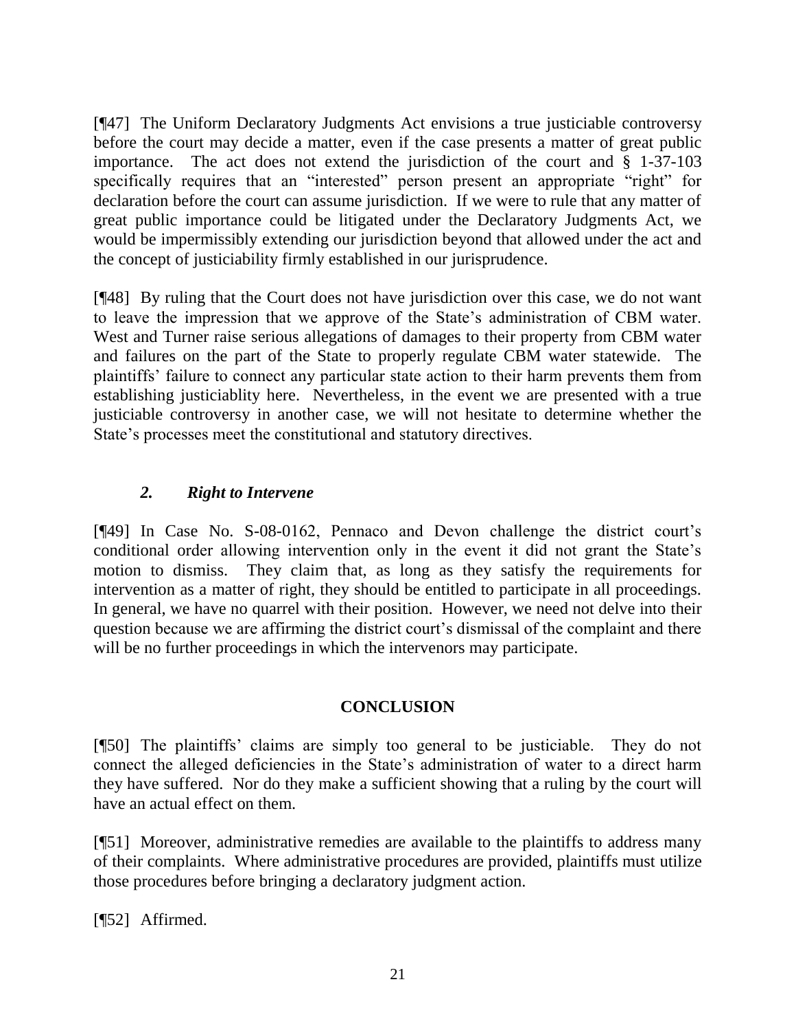[¶47] The Uniform Declaratory Judgments Act envisions a true justiciable controversy before the court may decide a matter, even if the case presents a matter of great public importance. The act does not extend the jurisdiction of the court and § 1-37-103 specifically requires that an "interested" person present an appropriate "right" for declaration before the court can assume jurisdiction. If we were to rule that any matter of great public importance could be litigated under the Declaratory Judgments Act, we would be impermissibly extending our jurisdiction beyond that allowed under the act and the concept of justiciability firmly established in our jurisprudence.

[¶48] By ruling that the Court does not have jurisdiction over this case, we do not want to leave the impression that we approve of the State's administration of CBM water. West and Turner raise serious allegations of damages to their property from CBM water and failures on the part of the State to properly regulate CBM water statewide. The plaintiffs' failure to connect any particular state action to their harm prevents them from establishing justiciablity here. Nevertheless, in the event we are presented with a true justiciable controversy in another case, we will not hesitate to determine whether the State's processes meet the constitutional and statutory directives.

### *2. Right to Intervene*

[¶49] In Case No. S-08-0162, Pennaco and Devon challenge the district court's conditional order allowing intervention only in the event it did not grant the State's motion to dismiss. They claim that, as long as they satisfy the requirements for intervention as a matter of right, they should be entitled to participate in all proceedings. In general, we have no quarrel with their position. However, we need not delve into their question because we are affirming the district court's dismissal of the complaint and there will be no further proceedings in which the intervenors may participate.

## CONCLUSION

[¶50] The plaintiffs' claims are simply too general to be justiciable. They do not connect the alleged deficiencies in the State's administration of water to a direct harm they have suffered. Nor do they make a sufficient showing that a ruling by the court will have an actual effect on them.

[¶51] Moreover, administrative remedies are available to the plaintiffs to address many of their complaints. Where administrative procedures are provided, plaintiffs must utilize those procedures before bringing a declaratory judgment action.

[¶52] Affirmed.